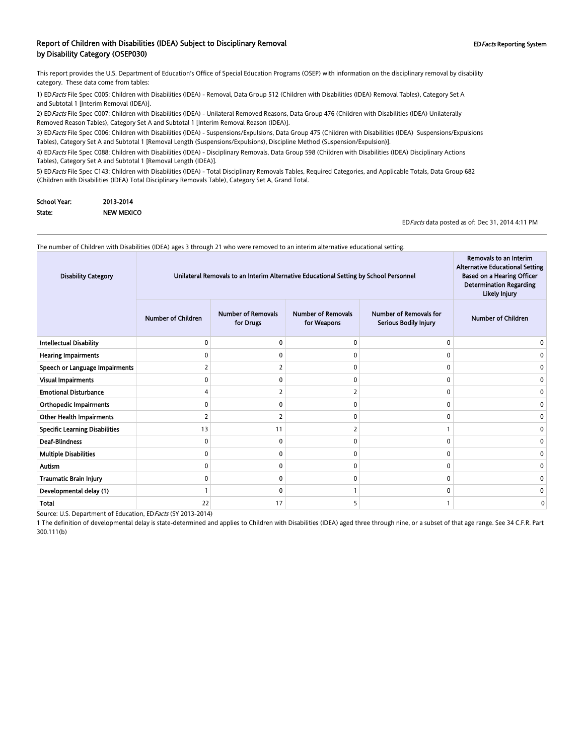# Report of Children with Disabilities (IDEA) Subject to Disciplinary Removal by Disability Category (OSEP030)

ED*Facts* Reporting System

This report provides the U.S. Department of Education's Office of Special Education Programs (OSEP) with information on the disciplinary removal by disability category. These data come from tables:

1) ED*Facts* File Spec C005: Children with Disabilities (IDEA) - Removal, Data Group 512 (Children with Disabilities (IDEA) Removal Tables), Category Set A and Subtotal 1 [Interim Removal (IDEA)].

2) ED*Facts* File Spec C007: Children with Disabilities (IDEA) - Unilateral Removed Reasons, Data Group 476 (Children with Disabilities (IDEA) Unilaterally Removed Reason Tables), Category Set A and Subtotal 1 [Interim Removal Reason (IDEA)].

3) ED*Facts* File Spec C006: Children with Disabilities (IDEA) - Suspensions/Expulsions, Data Group 475 (Children with Disabilities (IDEA) Suspensions/Expulsions Tables), Category Set A and Subtotal 1 [Removal Length (Suspensions/Expulsions), Discipline Method (Suspension/Expulsion)].

4) ED*Facts* File Spec C088: Children with Disabilities (IDEA) - Disciplinary Removals, Data Group 598 (Children with Disabilities (IDEA) Disciplinary Actions Tables), Category Set A and Subtotal 1 [Removal Length (IDEA)].

5) ED*Facts* File Spec C143: Children with Disabilities (IDEA) - Total Disciplinary Removals Tables, Required Categories, and Applicable Totals, Data Group 682 (Children with Disabilities (IDEA) Total Disciplinary Removals Table), Category Set A, Grand Total.

**School Year:** 2013-2014

**State:** NEW MEXICO

ED*Facts* data posted as of: Dec 31, 2014 4:11 PM

The number of Children with Disabilities (IDEA) ages 3 through 21 who were removed to an interim alternative educational setting.

| Disability Category | Unilateral Removals to an Interim Alternative Educational Setting by School Personnel | | | | Removals to an Interim Alternative Educational Setting Based on a Hearing Officer Determination Regarding Likely Injury |
|---|---|---|---|---|---|
| | Number of Children | Number of Removals for Drugs | Number of Removals for Weapons | Number of Removals for Serious Bodily Injury | Number of Children |
| Intellectual Disability | 0 | 0 | 0 | 0 | 0 |
| Hearing Impairments | 0 | 0 | 0 | 0 | 0 |
| Speech or Language Impairments | 2 | 2 | 0 | 0 | 0 |
| Visual Impairments | 0 | 0 | 0 | 0 | 0 |
| Emotional Disturbance | 4 | 2 | 2 | 0 | 0 |
| Orthopedic Impairments | 0 | 0 | 0 | 0 | 0 |
| Other Health Impairments | 2 | 2 | 0 | 0 | 0 |
| Specific Learning Disabilities | 13 | 11 | 2 | 1 | 0 |
| Deaf-Blindness | 0 | 0 | 0 | 0 | 0 |
| Multiple Disabilities | 0 | 0 | 0 | 0 | 0 |
| Autism | 0 | 0 | 0 | 0 | 0 |
| Traumatic Brain Injury | 0 | 0 | 0 | 0 | 0 |
| Developmental delay (1) | 1 | 0 | 1 | 0 | 0 |
| Total | 22 | 17 | 5 | 1 | 0 |

Source: U.S. Department of Education, ED*Facts* (SY 2013-2014)

1 The definition of developmental delay is state-determined and applies to Children with Disabilities (IDEA) aged three through nine, or a subset of that age range. See 34 C.F.R. Part 300.111(b)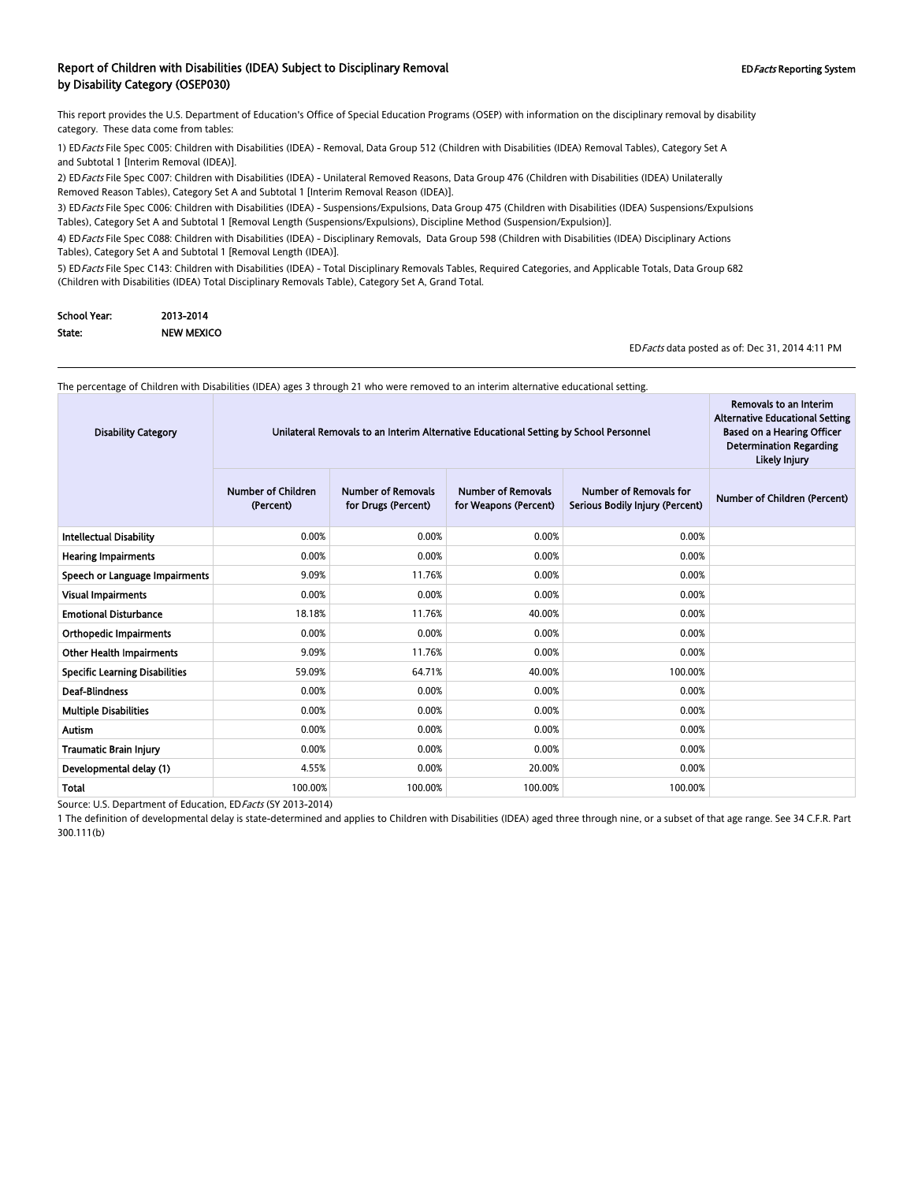## Report of Children with Disabilities (IDEA) Subject to Disciplinary Removal by Disability Category (OSEP030)

ED*Facts* Reporting System

This report provides the U.S. Department of Education's Office of Special Education Programs (OSEP) with information on the disciplinary removal by disability category. These data come from tables:

1) ED*Facts* File Spec C005: Children with Disabilities (IDEA) - Removal, Data Group 512 (Children with Disabilities (IDEA) Removal Tables), Category Set A and Subtotal 1 [Interim Removal (IDEA)].

2) ED*Facts* File Spec C007: Children with Disabilities (IDEA) - Unilateral Removed Reasons, Data Group 476 (Children with Disabilities (IDEA) Unilaterally Removed Reason Tables), Category Set A and Subtotal 1 [Interim Removal Reason (IDEA)].

3) ED*Facts* File Spec C006: Children with Disabilities (IDEA) - Suspensions/Expulsions, Data Group 475 (Children with Disabilities (IDEA) Suspensions/Expulsions Tables), Category Set A and Subtotal 1 [Removal Length (Suspensions/Expulsions), Discipline Method (Suspension/Expulsion)].

4) ED*Facts* File Spec C088: Children with Disabilities (IDEA) - Disciplinary Removals, Data Group 598 (Children with Disabilities (IDEA) Disciplinary Actions Tables), Category Set A and Subtotal 1 [Removal Length (IDEA)].

5) ED*Facts* File Spec C143: Children with Disabilities (IDEA) - Total Disciplinary Removals Tables, Required Categories, and Applicable Totals, Data Group 682 (Children with Disabilities (IDEA) Total Disciplinary Removals Table), Category Set A, Grand Total.

**School Year:** 2013-2014

**State:** NEW MEXICO

ED*Facts* data posted as of: Dec 31, 2014 4:11 PM

The percentage of Children with Disabilities (IDEA) ages 3 through 21 who were removed to an interim alternative educational setting.

| Disability Category | Unilateral Removals to an Interim Alternative Educational Setting by School Personnel | | | | Removals to an Interim Alternative Educational Setting Based on a Hearing Officer Determination Regarding Likely Injury |
|---|---|---|---|---|---|
| | Number of Children (Percent) | Number of Removals for Drugs (Percent) | Number of Removals for Weapons (Percent) | Number of Removals for Serious Bodily Injury (Percent) | Number of Children (Percent) |
| Intellectual Disability | 0.00% | 0.00% | 0.00% | 0.00% | |
| Hearing Impairments | 0.00% | 0.00% | 0.00% | 0.00% | |
| Speech or Language Impairments | 9.09% | 11.76% | 0.00% | 0.00% | |
| Visual Impairments | 0.00% | 0.00% | 0.00% | 0.00% | |
| Emotional Disturbance | 18.18% | 11.76% | 40.00% | 0.00% | |
| Orthopedic Impairments | 0.00% | 0.00% | 0.00% | 0.00% | |
| Other Health Impairments | 9.09% | 11.76% | 0.00% | 0.00% | |
| Specific Learning Disabilities | 59.09% | 64.71% | 40.00% | 100.00% | |
| Deaf-Blindness | 0.00% | 0.00% | 0.00% | 0.00% | |
| Multiple Disabilities | 0.00% | 0.00% | 0.00% | 0.00% | |
| Autism | 0.00% | 0.00% | 0.00% | 0.00% | |
| Traumatic Brain Injury | 0.00% | 0.00% | 0.00% | 0.00% | |
| Developmental delay (1) | 4.55% | 0.00% | 20.00% | 0.00% | |
| Total | 100.00% | 100.00% | 100.00% | 100.00% | |

Source: U.S. Department of Education, ED*Facts* (SY 2013-2014)

1 The definition of developmental delay is state-determined and applies to Children with Disabilities (IDEA) aged three through nine, or a subset of that age range. See 34 C.F.R. Part 300.111(b)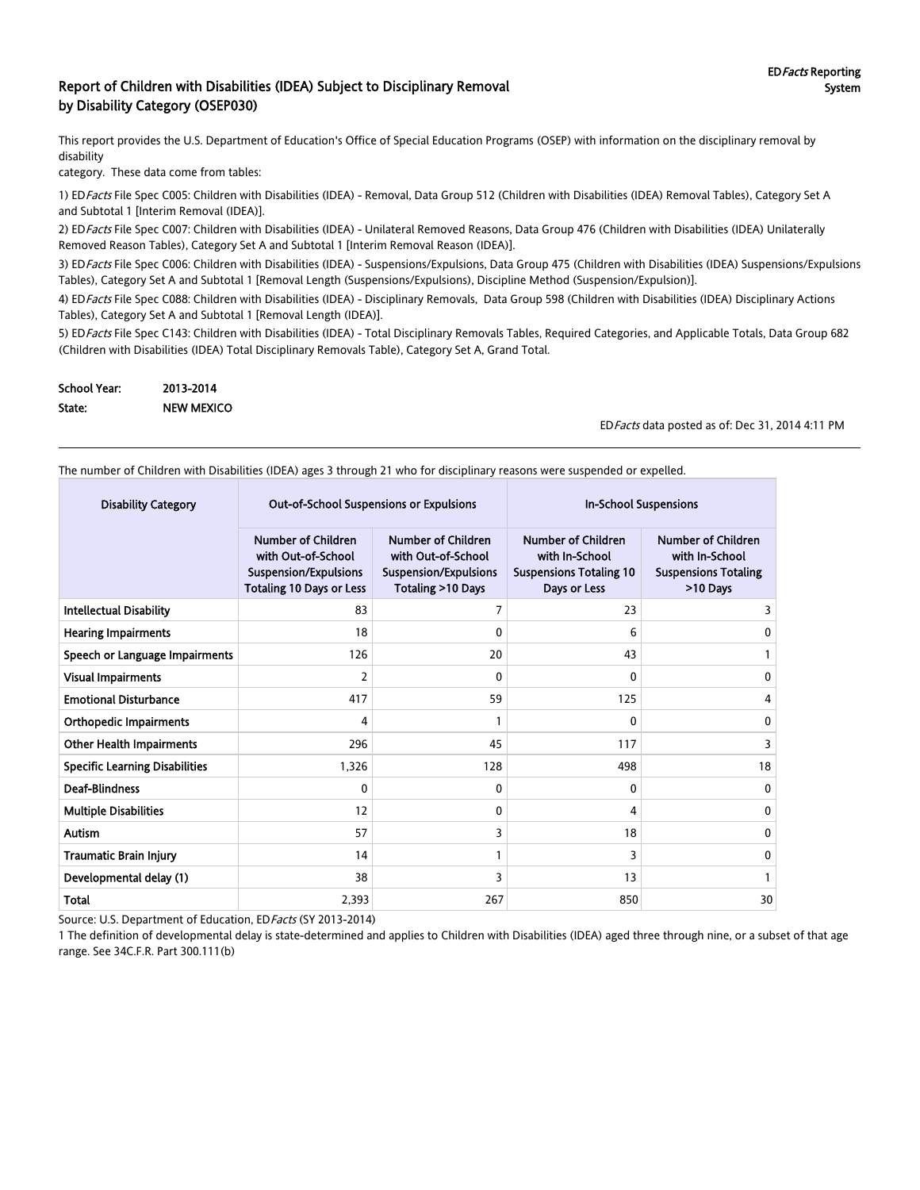**EDFacts Reporting System**

## Report of Children with Disabilities (IDEA) Subject to Disciplinary Removal by Disability Category (OSEP030)

This report provides the U.S. Department of Education's Office of Special Education Programs (OSEP) with information on the disciplinary removal by disability category. These data come from tables:

1) EDFacts File Spec C005: Children with Disabilities (IDEA) - Removal, Data Group 512 (Children with Disabilities (IDEA) Removal Tables), Category Set A and Subtotal 1 [Interim Removal (IDEA)].

2) EDFacts File Spec C007: Children with Disabilities (IDEA) - Unilateral Removed Reasons, Data Group 476 (Children with Disabilities (IDEA) Unilaterally Removed Reason Tables), Category Set A and Subtotal 1 [Interim Removal Reason (IDEA)].

3) EDFacts File Spec C006: Children with Disabilities (IDEA) - Suspensions/Expulsions, Data Group 475 (Children with Disabilities (IDEA) Suspensions/Expulsions Tables), Category Set A and Subtotal 1 [Removal Length (Suspensions/Expulsions), Discipline Method (Suspension/Expulsion)].

4) EDFacts File Spec C088: Children with Disabilities (IDEA) - Disciplinary Removals, Data Group 598 (Children with Disabilities (IDEA) Disciplinary Actions Tables), Category Set A and Subtotal 1 [Removal Length (IDEA)].

5) EDFacts File Spec C143: Children with Disabilities (IDEA) - Total Disciplinary Removals Tables, Required Categories, and Applicable Totals, Data Group 682 (Children with Disabilities (IDEA) Total Disciplinary Removals Table), Category Set A, Grand Total.

**School Year:** 2013-2014
**State:** NEW MEXICO

EDFacts data posted as of: Dec 31, 2014 4:11 PM

The number of Children with Disabilities (IDEA) ages 3 through 21 who for disciplinary reasons were suspended or expelled.

| Disability Category | Out-of-School Suspensions or Expulsions | | In-School Suspensions | |
|---|---|---|---|---|
| | Number of Children with Out-of-School Suspension/Expulsions Totaling 10 Days or Less | Number of Children with Out-of-School Suspension/Expulsions Totaling >10 Days | Number of Children with In-School Suspensions Totaling 10 Days or Less | Number of Children with In-School Suspensions Totaling >10 Days |
| Intellectual Disability | 83 | 7 | 23 | 3 |
| Hearing Impairments | 18 | 0 | 6 | 0 |
| Speech or Language Impairments | 126 | 20 | 43 | 1 |
| Visual Impairments | 2 | 0 | 0 | 0 |
| Emotional Disturbance | 417 | 59 | 125 | 4 |
| Orthopedic Impairments | 4 | 1 | 0 | 0 |
| Other Health Impairments | 296 | 45 | 117 | 3 |
| Specific Learning Disabilities | 1,326 | 128 | 498 | 18 |
| Deaf-Blindness | 0 | 0 | 0 | 0 |
| Multiple Disabilities | 12 | 0 | 4 | 0 |
| Autism | 57 | 3 | 18 | 0 |
| Traumatic Brain Injury | 14 | 1 | 3 | 0 |
| Developmental delay (1) | 38 | 3 | 13 | 1 |
| Total | 2,393 | 267 | 850 | 30 |

Source: U.S. Department of Education, EDFacts (SY 2013-2014)

1 The definition of developmental delay is state-determined and applies to Children with Disabilities (IDEA) aged three through nine, or a subset of that age range. See 34C.F.R. Part 300.111(b)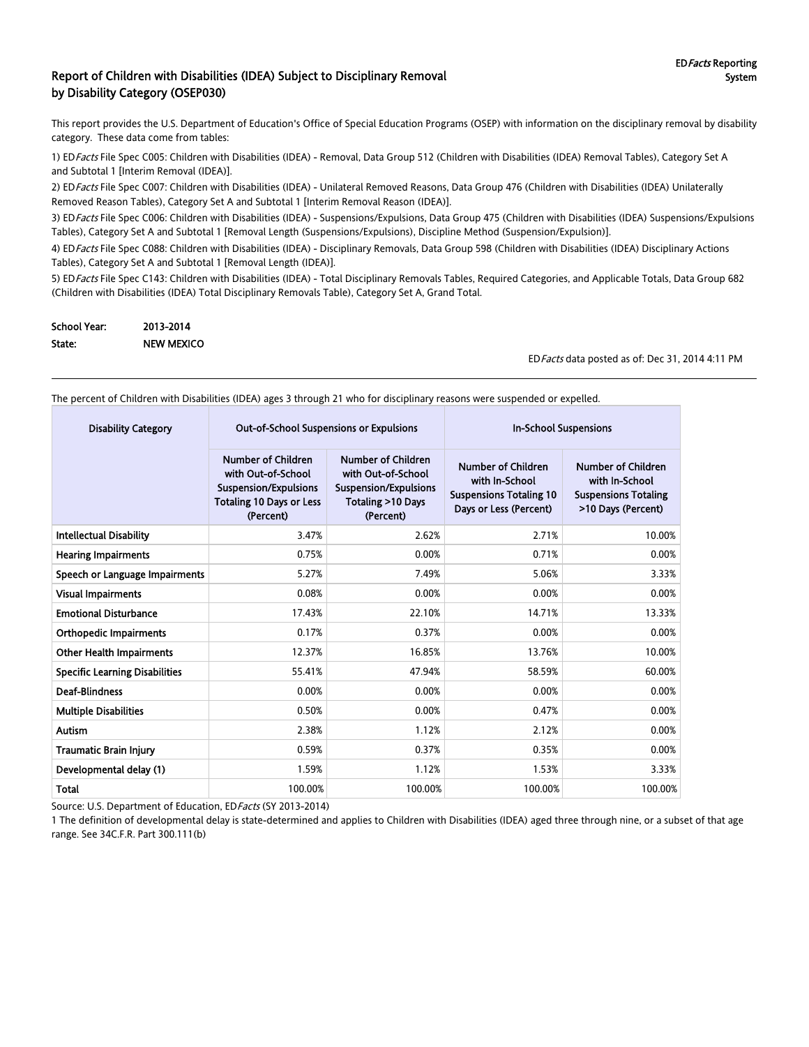# Report of Children with Disabilities (IDEA) Subject to Disciplinary Removal by Disability Category (OSEP030)

ED*Facts* Reporting System

This report provides the U.S. Department of Education's Office of Special Education Programs (OSEP) with information on the disciplinary removal by disability category. These data come from tables:

1) ED*Facts* File Spec C005: Children with Disabilities (IDEA) - Removal, Data Group 512 (Children with Disabilities (IDEA) Removal Tables), Category Set A and Subtotal 1 [Interim Removal (IDEA)].

2) ED*Facts* File Spec C007: Children with Disabilities (IDEA) - Unilateral Removed Reasons, Data Group 476 (Children with Disabilities (IDEA) Unilaterally Removed Reason Tables), Category Set A and Subtotal 1 [Interim Removal Reason (IDEA)].

3) ED*Facts* File Spec C006: Children with Disabilities (IDEA) - Suspensions/Expulsions, Data Group 475 (Children with Disabilities (IDEA) Suspensions/Expulsions Tables), Category Set A and Subtotal 1 [Removal Length (Suspensions/Expulsions), Discipline Method (Suspension/Expulsion)].

4) ED*Facts* File Spec C088: Children with Disabilities (IDEA) - Disciplinary Removals, Data Group 598 (Children with Disabilities (IDEA) Disciplinary Actions Tables), Category Set A and Subtotal 1 [Removal Length (IDEA)].

5) ED*Facts* File Spec C143: Children with Disabilities (IDEA) - Total Disciplinary Removals Tables, Required Categories, and Applicable Totals, Data Group 682 (Children with Disabilities (IDEA) Total Disciplinary Removals Table), Category Set A, Grand Total.

**School Year:** 2013-2014
**State:** NEW MEXICO

ED*Facts* data posted as of: Dec 31, 2014 4:11 PM

The percent of Children with Disabilities (IDEA) ages 3 through 21 who for disciplinary reasons were suspended or expelled.

| Disability Category | Out-of-School Suspensions or Expulsions | | In-School Suspensions | |
|---|---|---|---|---|
| | Number of Children with Out-of-School Suspension/Expulsions Totaling 10 Days or Less (Percent) | Number of Children with Out-of-School Suspension/Expulsions Totaling >10 Days (Percent) | Number of Children with In-School Suspensions Totaling 10 Days or Less (Percent) | Number of Children with In-School Suspensions Totaling >10 Days (Percent) |
| **Intellectual Disability** | 3.47% | 2.62% | 2.71% | 10.00% |
| **Hearing Impairments** | 0.75% | 0.00% | 0.71% | 0.00% |
| **Speech or Language Impairments** | 5.27% | 7.49% | 5.06% | 3.33% |
| **Visual Impairments** | 0.08% | 0.00% | 0.00% | 0.00% |
| **Emotional Disturbance** | 17.43% | 22.10% | 14.71% | 13.33% |
| **Orthopedic Impairments** | 0.17% | 0.37% | 0.00% | 0.00% |
| **Other Health Impairments** | 12.37% | 16.85% | 13.76% | 10.00% |
| **Specific Learning Disabilities** | 55.41% | 47.94% | 58.59% | 60.00% |
| **Deaf-Blindness** | 0.00% | 0.00% | 0.00% | 0.00% |
| **Multiple Disabilities** | 0.50% | 0.00% | 0.47% | 0.00% |
| **Autism** | 2.38% | 1.12% | 2.12% | 0.00% |
| **Traumatic Brain Injury** | 0.59% | 0.37% | 0.35% | 0.00% |
| **Developmental delay (1)** | 1.59% | 1.12% | 1.53% | 3.33% |
| **Total** | 100.00% | 100.00% | 100.00% | 100.00% |

Source: U.S. Department of Education, ED*Facts* (SY 2013-2014)

1 The definition of developmental delay is state-determined and applies to Children with Disabilities (IDEA) aged three through nine, or a subset of that age range. See 34C.F.R. Part 300.111(b)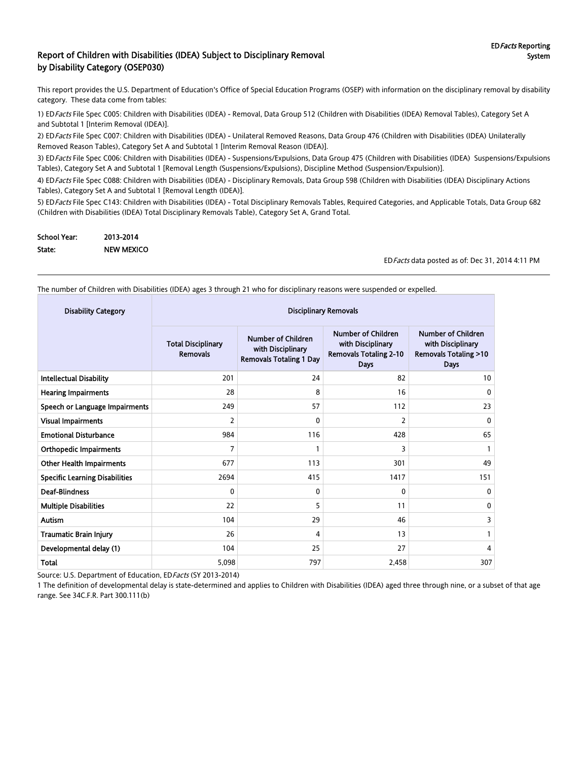# Report of Children with Disabilities (IDEA) Subject to Disciplinary Removal by Disability Category (OSEP030)

ED*Facts* Reporting System

This report provides the U.S. Department of Education's Office of Special Education Programs (OSEP) with information on the disciplinary removal by disability category. These data come from tables:

1) ED*Facts* File Spec C005: Children with Disabilities (IDEA) - Removal, Data Group 512 (Children with Disabilities (IDEA) Removal Tables), Category Set A and Subtotal 1 [Interim Removal (IDEA)].

2) ED*Facts* File Spec C007: Children with Disabilities (IDEA) - Unilateral Removed Reasons, Data Group 476 (Children with Disabilities (IDEA) Unilaterally Removed Reason Tables), Category Set A and Subtotal 1 [Interim Removal Reason (IDEA)].

3) ED*Facts* File Spec C006: Children with Disabilities (IDEA) - Suspensions/Expulsions, Data Group 475 (Children with Disabilities (IDEA) Suspensions/Expulsions Tables), Category Set A and Subtotal 1 [Removal Length (Suspensions/Expulsions), Discipline Method (Suspension/Expulsion)].

4) ED*Facts* File Spec C088: Children with Disabilities (IDEA) - Disciplinary Removals, Data Group 598 (Children with Disabilities (IDEA) Disciplinary Actions Tables), Category Set A and Subtotal 1 [Removal Length (IDEA)].

5) ED*Facts* File Spec C143: Children with Disabilities (IDEA) - Total Disciplinary Removals Tables, Required Categories, and Applicable Totals, Data Group 682 (Children with Disabilities (IDEA) Total Disciplinary Removals Table), Category Set A, Grand Total.

**School Year:** 2013-2014

**State:** NEW MEXICO

ED*Facts* data posted as of: Dec 31, 2014 4:11 PM

The number of Children with Disabilities (IDEA) ages 3 through 21 who for disciplinary reasons were suspended or expelled.

| Disability Category | Disciplinary Removals | | | |
|---|---|---|---|---|
| | Total Disciplinary Removals | Number of Children with Disciplinary Removals Totaling 1 Day | Number of Children with Disciplinary Removals Totaling 2-10 Days | Number of Children with Disciplinary Removals Totaling >10 Days |
| Intellectual Disability | 201 | 24 | 82 | 10 |
| Hearing Impairments | 28 | 8 | 16 | 0 |
| Speech or Language Impairments | 249 | 57 | 112 | 23 |
| Visual Impairments | 2 | 0 | 2 | 0 |
| Emotional Disturbance | 984 | 116 | 428 | 65 |
| Orthopedic Impairments | 7 | 1 | 3 | 1 |
| Other Health Impairments | 677 | 113 | 301 | 49 |
| Specific Learning Disabilities | 2694 | 415 | 1417 | 151 |
| Deaf-Blindness | 0 | 0 | 0 | 0 |
| Multiple Disabilities | 22 | 5 | 11 | 0 |
| Autism | 104 | 29 | 46 | 3 |
| Traumatic Brain Injury | 26 | 4 | 13 | 1 |
| Developmental delay (1) | 104 | 25 | 27 | 4 |
| **Total** | 5,098 | 797 | 2,458 | 307 |

Source: U.S. Department of Education, ED*Facts* (SY 2013-2014)

1 The definition of developmental delay is state-determined and applies to Children with Disabilities (IDEA) aged three through nine, or a subset of that age range. See 34C.F.R. Part 300.111(b)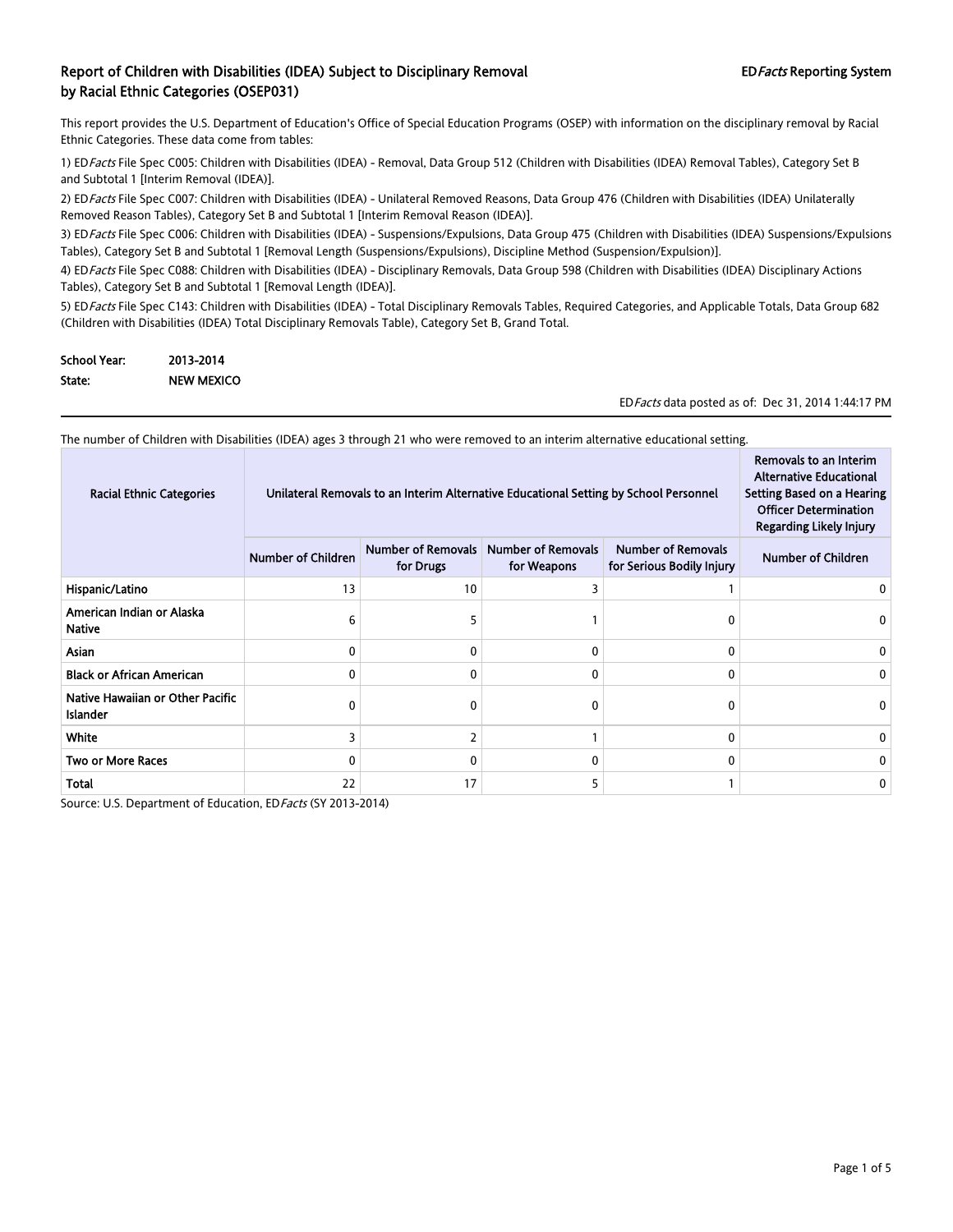# Report of Children with Disabilities (IDEA) Subject to Disciplinary Removal by Racial Ethnic Categories (OSEP031)

EDFacts Reporting System

This report provides the U.S. Department of Education's Office of Special Education Programs (OSEP) with information on the disciplinary removal by Racial Ethnic Categories. These data come from tables:

1) EDFacts File Spec C005: Children with Disabilities (IDEA) - Removal, Data Group 512 (Children with Disabilities (IDEA) Removal Tables), Category Set B and Subtotal 1 [Interim Removal (IDEA)].

2) EDFacts File Spec C007: Children with Disabilities (IDEA) - Unilateral Removed Reasons, Data Group 476 (Children with Disabilities (IDEA) Unilaterally Removed Reason Tables), Category Set B and Subtotal 1 [Interim Removal Reason (IDEA)].

3) EDFacts File Spec C006: Children with Disabilities (IDEA) - Suspensions/Expulsions, Data Group 475 (Children with Disabilities (IDEA) Suspensions/Expulsions Tables), Category Set B and Subtotal 1 [Removal Length (Suspensions/Expulsions), Discipline Method (Suspension/Expulsion)].

4) EDFacts File Spec C088: Children with Disabilities (IDEA) - Disciplinary Removals, Data Group 598 (Children with Disabilities (IDEA) Disciplinary Actions Tables), Category Set B and Subtotal 1 [Removal Length (IDEA)].

5) EDFacts File Spec C143: Children with Disabilities (IDEA) - Total Disciplinary Removals Tables, Required Categories, and Applicable Totals, Data Group 682 (Children with Disabilities (IDEA) Total Disciplinary Removals Table), Category Set B, Grand Total.

**School Year:** 2013-2014

**State:** NEW MEXICO

EDFacts data posted as of: Dec 31, 2014 1:44:17 PM

The number of Children with Disabilities (IDEA) ages 3 through 21 who were removed to an interim alternative educational setting.

| Racial Ethnic Categories | Unilateral Removals to an Interim Alternative Educational Setting by School Personnel | | | | Removals to an Interim Alternative Educational Setting Based on a Hearing Officer Determination Regarding Likely Injury |
|---|---|---|---|---|---|
| | Number of Children | Number of Removals for Drugs | Number of Removals for Weapons | Number of Removals for Serious Bodily Injury | Number of Children |
| Hispanic/Latino | 13 | 10 | 3 | 1 | 0 |
| American Indian or Alaska Native | 6 | 5 | 1 | 0 | 0 |
| Asian | 0 | 0 | 0 | 0 | 0 |
| Black or African American | 0 | 0 | 0 | 0 | 0 |
| Native Hawaiian or Other Pacific Islander | 0 | 0 | 0 | 0 | 0 |
| White | 3 | 2 | 1 | 0 | 0 |
| Two or More Races | 0 | 0 | 0 | 0 | 0 |
| Total | 22 | 17 | 5 | 1 | 0 |

Source: U.S. Department of Education, EDFacts (SY 2013-2014)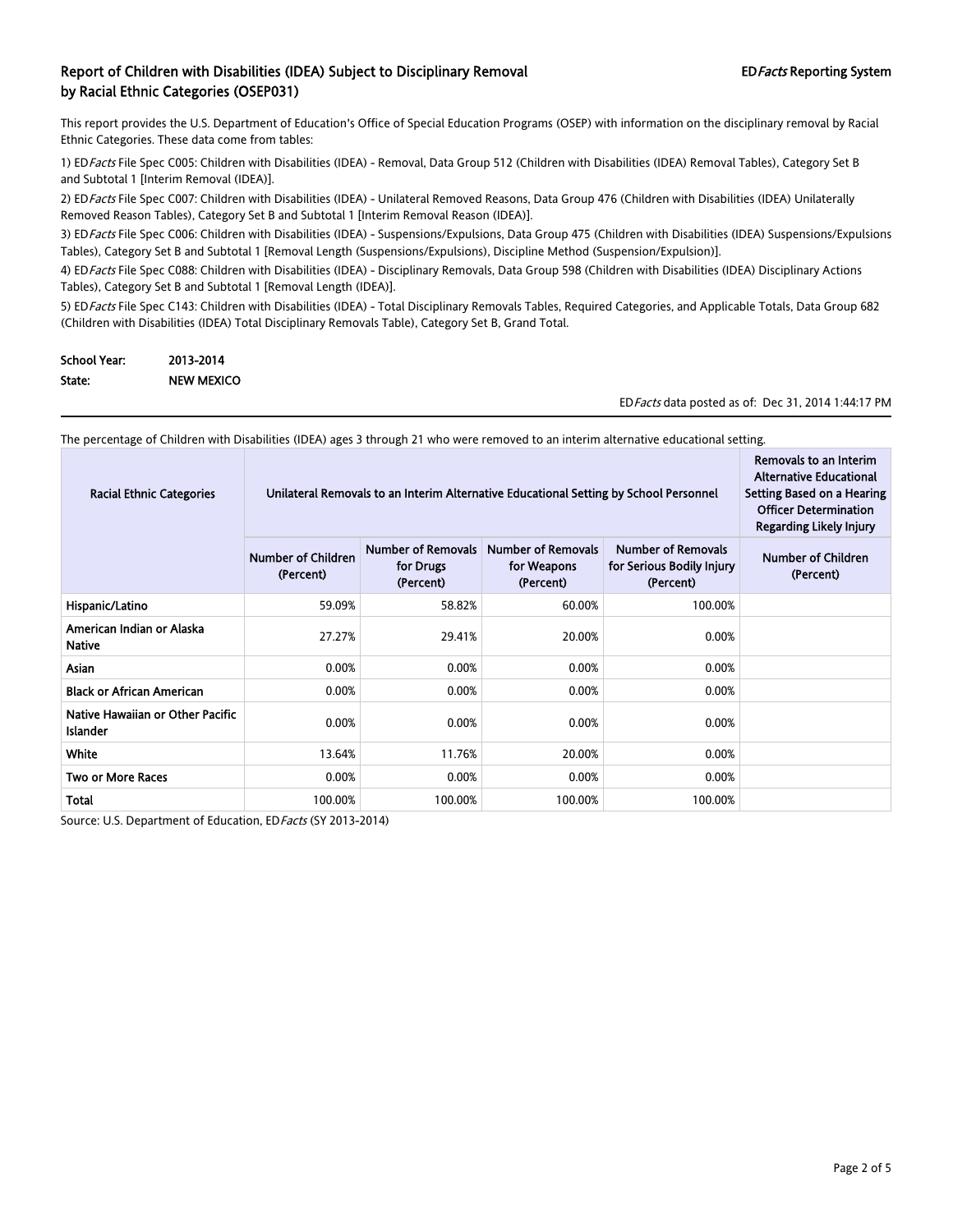# Report of Children with Disabilities (IDEA) Subject to Disciplinary Removal by Racial Ethnic Categories (OSEP031)

ED*Facts* Reporting System

This report provides the U.S. Department of Education's Office of Special Education Programs (OSEP) with information on the disciplinary removal by Racial Ethnic Categories. These data come from tables:

1) ED*Facts* File Spec C005: Children with Disabilities (IDEA) - Removal, Data Group 512 (Children with Disabilities (IDEA) Removal Tables), Category Set B and Subtotal 1 [Interim Removal (IDEA)].

2) ED*Facts* File Spec C007: Children with Disabilities (IDEA) - Unilateral Removed Reasons, Data Group 476 (Children with Disabilities (IDEA) Unilaterally Removed Reason Tables), Category Set B and Subtotal 1 [Interim Removal Reason (IDEA)].

3) ED*Facts* File Spec C006: Children with Disabilities (IDEA) - Suspensions/Expulsions, Data Group 475 (Children with Disabilities (IDEA) Suspensions/Expulsions Tables), Category Set B and Subtotal 1 [Removal Length (Suspensions/Expulsions), Discipline Method (Suspension/Expulsion)].

4) ED*Facts* File Spec C088: Children with Disabilities (IDEA) - Disciplinary Removals, Data Group 598 (Children with Disabilities (IDEA) Disciplinary Actions Tables), Category Set B and Subtotal 1 [Removal Length (IDEA)].

5) ED*Facts* File Spec C143: Children with Disabilities (IDEA) - Total Disciplinary Removals Tables, Required Categories, and Applicable Totals, Data Group 682 (Children with Disabilities (IDEA) Total Disciplinary Removals Table), Category Set B, Grand Total.

**School Year:** 2013-2014

**State:** NEW MEXICO

ED*Facts* data posted as of: Dec 31, 2014 1:44:17 PM

The percentage of Children with Disabilities (IDEA) ages 3 through 21 who were removed to an interim alternative educational setting.

| Racial Ethnic Categories | Unilateral Removals to an Interim Alternative Educational Setting by School Personnel | | | | Removals to an Interim Alternative Educational Setting Based on a Hearing Officer Determination Regarding Likely Injury |
|---|---|---|---|---|---|
| | Number of Children (Percent) | Number of Removals for Drugs (Percent) | Number of Removals for Weapons (Percent) | Number of Removals for Serious Bodily Injury (Percent) | Number of Children (Percent) |
| Hispanic/Latino | 59.09% | 58.82% | 60.00% | 100.00% | |
| American Indian or Alaska Native | 27.27% | 29.41% | 20.00% | 0.00% | |
| Asian | 0.00% | 0.00% | 0.00% | 0.00% | |
| Black or African American | 0.00% | 0.00% | 0.00% | 0.00% | |
| Native Hawaiian or Other Pacific Islander | 0.00% | 0.00% | 0.00% | 0.00% | |
| White | 13.64% | 11.76% | 20.00% | 0.00% | |
| Two or More Races | 0.00% | 0.00% | 0.00% | 0.00% | |
| Total | 100.00% | 100.00% | 100.00% | 100.00% | |

Source: U.S. Department of Education, ED*Facts* (SY 2013-2014)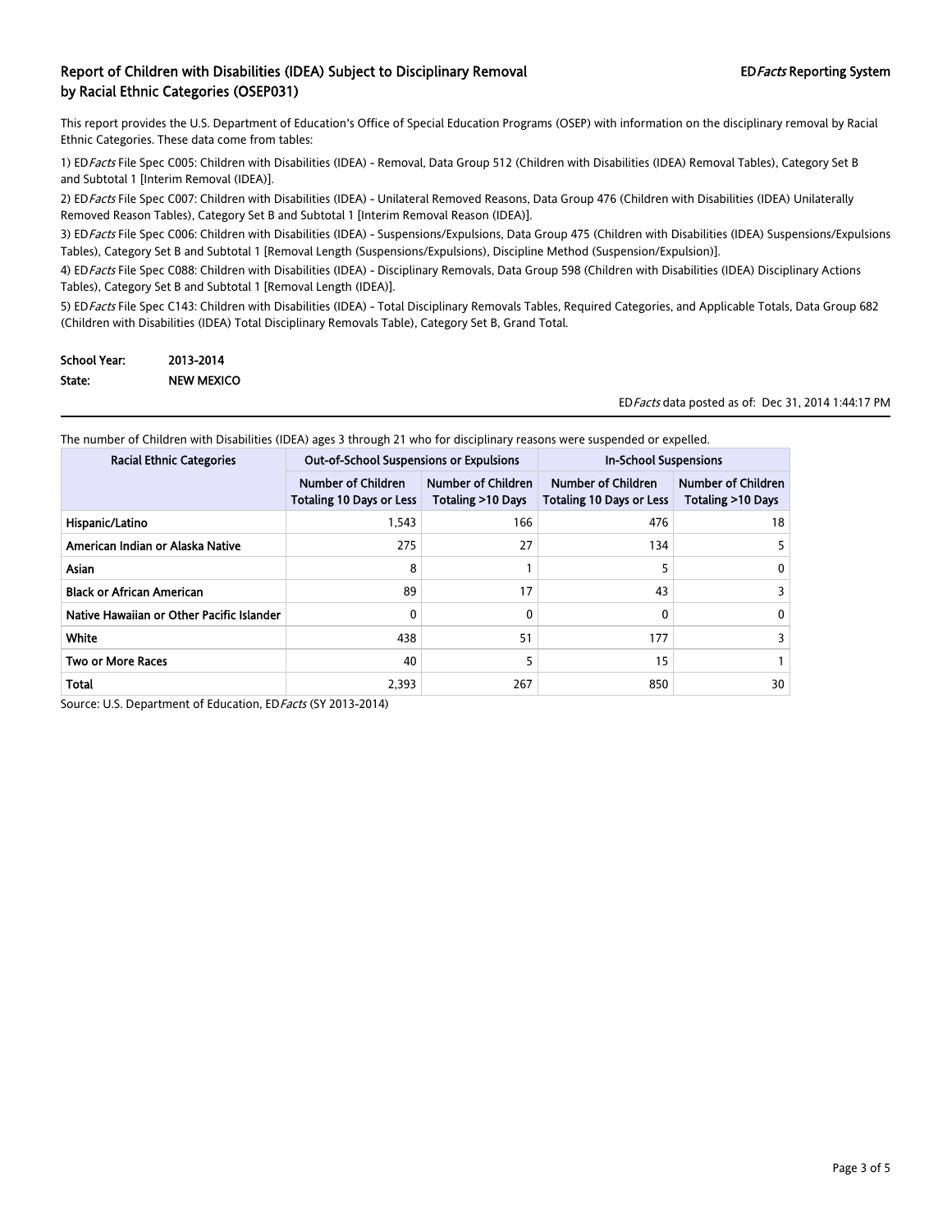# Report of Children with Disabilities (IDEA) Subject to Disciplinary Removal by Racial Ethnic Categories (OSEP031)

ED*Facts* Reporting System

This report provides the U.S. Department of Education's Office of Special Education Programs (OSEP) with information on the disciplinary removal by Racial Ethnic Categories. These data come from tables:

1) ED*Facts* File Spec C005: Children with Disabilities (IDEA) - Removal, Data Group 512 (Children with Disabilities (IDEA) Removal Tables), Category Set B and Subtotal 1 [Interim Removal (IDEA)].

2) ED*Facts* File Spec C007: Children with Disabilities (IDEA) - Unilateral Removed Reasons, Data Group 476 (Children with Disabilities (IDEA) Unilaterally Removed Reason Tables), Category Set B and Subtotal 1 [Interim Removal Reason (IDEA)].

3) ED*Facts* File Spec C006: Children with Disabilities (IDEA) - Suspensions/Expulsions, Data Group 475 (Children with Disabilities (IDEA) Suspensions/Expulsions Tables), Category Set B and Subtotal 1 [Removal Length (Suspensions/Expulsions), Discipline Method (Suspension/Expulsion)].

4) ED*Facts* File Spec C088: Children with Disabilities (IDEA) - Disciplinary Removals, Data Group 598 (Children with Disabilities (IDEA) Disciplinary Actions Tables), Category Set B and Subtotal 1 [Removal Length (IDEA)].

5) ED*Facts* File Spec C143: Children with Disabilities (IDEA) - Total Disciplinary Removals Tables, Required Categories, and Applicable Totals, Data Group 682 (Children with Disabilities (IDEA) Total Disciplinary Removals Table), Category Set B, Grand Total.

**School Year:** 2013-2014

**State:** NEW MEXICO

ED*Facts* data posted as of: Dec 31, 2014 1:44:17 PM

The number of Children with Disabilities (IDEA) ages 3 through 21 who for disciplinary reasons were suspended or expelled.

| Racial Ethnic Categories | Out-of-School Suspensions or Expulsions | | In-School Suspensions | |
|---|---|---|---|---|
| | Number of Children Totaling 10 Days or Less | Number of Children Totaling >10 Days | Number of Children Totaling 10 Days or Less | Number of Children Totaling >10 Days |
| Hispanic/Latino | 1,543 | 166 | 476 | 18 |
| American Indian or Alaska Native | 275 | 27 | 134 | 5 |
| Asian | 8 | 1 | 5 | 0 |
| Black or African American | 89 | 17 | 43 | 3 |
| Native Hawaiian or Other Pacific Islander | 0 | 0 | 0 | 0 |
| White | 438 | 51 | 177 | 3 |
| Two or More Races | 40 | 5 | 15 | 1 |
| Total | 2,393 | 267 | 850 | 30 |

Source: U.S. Department of Education, ED*Facts* (SY 2013-2014)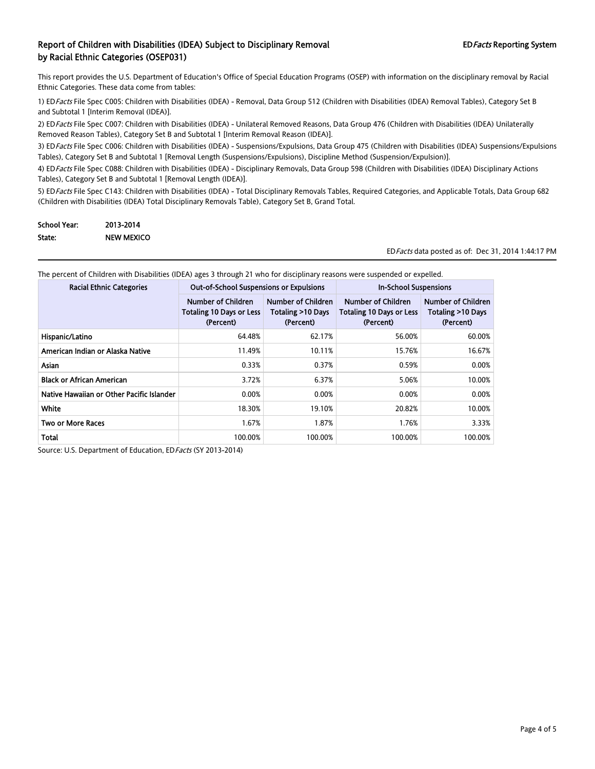## Report of Children with Disabilities (IDEA) Subject to Disciplinary Removal by Racial Ethnic Categories (OSEP031)

ED*Facts* Reporting System

This report provides the U.S. Department of Education's Office of Special Education Programs (OSEP) with information on the disciplinary removal by Racial Ethnic Categories. These data come from tables:

1) ED*Facts* File Spec C005: Children with Disabilities (IDEA) - Removal, Data Group 512 (Children with Disabilities (IDEA) Removal Tables), Category Set B and Subtotal 1 [Interim Removal (IDEA)].

2) ED*Facts* File Spec C007: Children with Disabilities (IDEA) - Unilateral Removed Reasons, Data Group 476 (Children with Disabilities (IDEA) Unilaterally Removed Reason Tables), Category Set B and Subtotal 1 [Interim Removal Reason (IDEA)].

3) ED*Facts* File Spec C006: Children with Disabilities (IDEA) - Suspensions/Expulsions, Data Group 475 (Children with Disabilities (IDEA) Suspensions/Expulsions Tables), Category Set B and Subtotal 1 [Removal Length (Suspensions/Expulsions), Discipline Method (Suspension/Expulsion)].

4) ED*Facts* File Spec C088: Children with Disabilities (IDEA) - Disciplinary Removals, Data Group 598 (Children with Disabilities (IDEA) Disciplinary Actions Tables), Category Set B and Subtotal 1 [Removal Length (IDEA)].

5) ED*Facts* File Spec C143: Children with Disabilities (IDEA) - Total Disciplinary Removals Tables, Required Categories, and Applicable Totals, Data Group 682 (Children with Disabilities (IDEA) Total Disciplinary Removals Table), Category Set B, Grand Total.

**School Year:** 2013-2014

**State:** NEW MEXICO

ED*Facts* data posted as of: Dec 31, 2014 1:44:17 PM

The percent of Children with Disabilities (IDEA) ages 3 through 21 who for disciplinary reasons were suspended or expelled.

| Racial Ethnic Categories | Out-of-School Suspensions or Expulsions | | In-School Suspensions | |
|---|---|---|---|---|
| | Number of Children Totaling 10 Days or Less (Percent) | Number of Children Totaling >10 Days (Percent) | Number of Children Totaling 10 Days or Less (Percent) | Number of Children Totaling >10 Days (Percent) |
| Hispanic/Latino | 64.48% | 62.17% | 56.00% | 60.00% |
| American Indian or Alaska Native | 11.49% | 10.11% | 15.76% | 16.67% |
| Asian | 0.33% | 0.37% | 0.59% | 0.00% |
| Black or African American | 3.72% | 6.37% | 5.06% | 10.00% |
| Native Hawaiian or Other Pacific Islander | 0.00% | 0.00% | 0.00% | 0.00% |
| White | 18.30% | 19.10% | 20.82% | 10.00% |
| Two or More Races | 1.67% | 1.87% | 1.76% | 3.33% |
| Total | 100.00% | 100.00% | 100.00% | 100.00% |

Source: U.S. Department of Education, ED*Facts* (SY 2013-2014)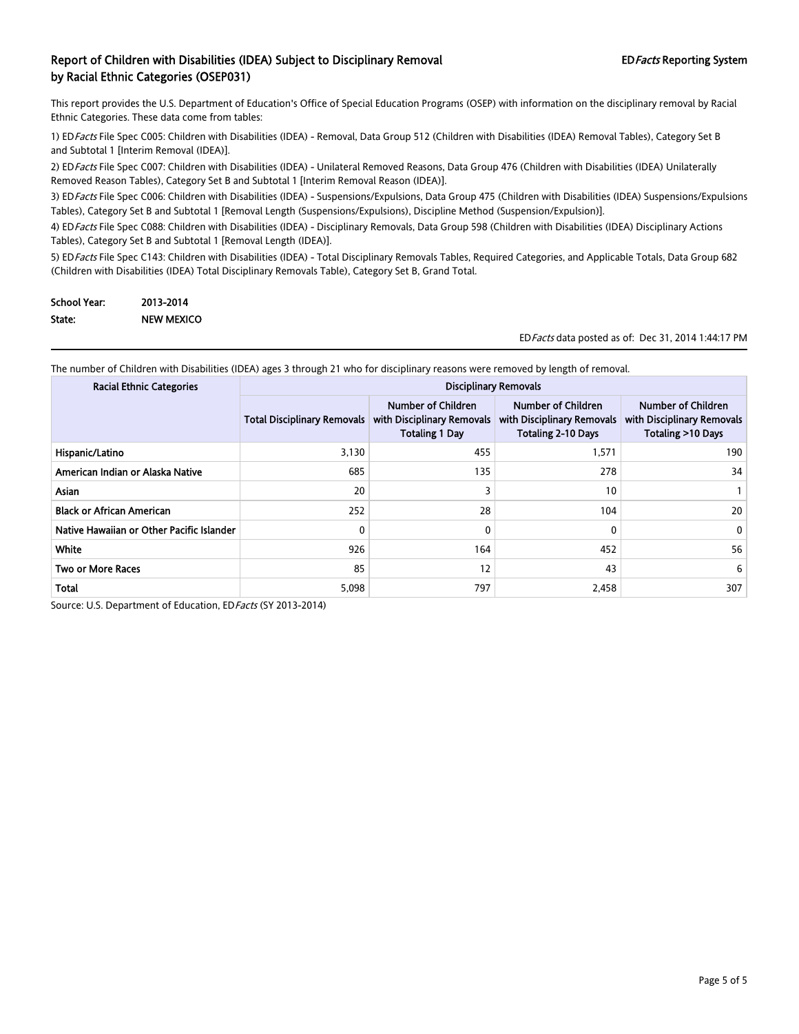## Report of Children with Disabilities (IDEA) Subject to Disciplinary Removal by Racial Ethnic Categories (OSEP031)

ED*Facts* Reporting System

This report provides the U.S. Department of Education's Office of Special Education Programs (OSEP) with information on the disciplinary removal by Racial Ethnic Categories. These data come from tables:

1) ED*Facts* File Spec C005: Children with Disabilities (IDEA) - Removal, Data Group 512 (Children with Disabilities (IDEA) Removal Tables), Category Set B and Subtotal 1 [Interim Removal (IDEA)].

2) ED*Facts* File Spec C007: Children with Disabilities (IDEA) - Unilateral Removed Reasons, Data Group 476 (Children with Disabilities (IDEA) Unilaterally Removed Reason Tables), Category Set B and Subtotal 1 [Interim Removal Reason (IDEA)].

3) ED*Facts* File Spec C006: Children with Disabilities (IDEA) - Suspensions/Expulsions, Data Group 475 (Children with Disabilities (IDEA) Suspensions/Expulsions Tables), Category Set B and Subtotal 1 [Removal Length (Suspensions/Expulsions), Discipline Method (Suspension/Expulsion)].

4) ED*Facts* File Spec C088: Children with Disabilities (IDEA) - Disciplinary Removals, Data Group 598 (Children with Disabilities (IDEA) Disciplinary Actions Tables), Category Set B and Subtotal 1 [Removal Length (IDEA)].

5) ED*Facts* File Spec C143: Children with Disabilities (IDEA) - Total Disciplinary Removals Tables, Required Categories, and Applicable Totals, Data Group 682 (Children with Disabilities (IDEA) Total Disciplinary Removals Table), Category Set B, Grand Total.

**School Year:** 2013-2014

**State:** NEW MEXICO

ED*Facts* data posted as of: Dec 31, 2014 1:44:17 PM

The number of Children with Disabilities (IDEA) ages 3 through 21 who for disciplinary reasons were removed by length of removal.

| Racial Ethnic Categories | Disciplinary Removals | | | |
|---|---|---|---|---|
| | Total Disciplinary Removals | Number of Children with Disciplinary Removals Totaling 1 Day | Number of Children with Disciplinary Removals Totaling 2-10 Days | Number of Children with Disciplinary Removals Totaling >10 Days |
| Hispanic/Latino | 3,130 | 455 | 1,571 | 190 |
| American Indian or Alaska Native | 685 | 135 | 278 | 34 |
| Asian | 20 | 3 | 10 | 1 |
| Black or African American | 252 | 28 | 104 | 20 |
| Native Hawaiian or Other Pacific Islander | 0 | 0 | 0 | 0 |
| White | 926 | 164 | 452 | 56 |
| Two or More Races | 85 | 12 | 43 | 6 |
| Total | 5,098 | 797 | 2,458 | 307 |

Source: U.S. Department of Education, ED*Facts* (SY 2013-2014)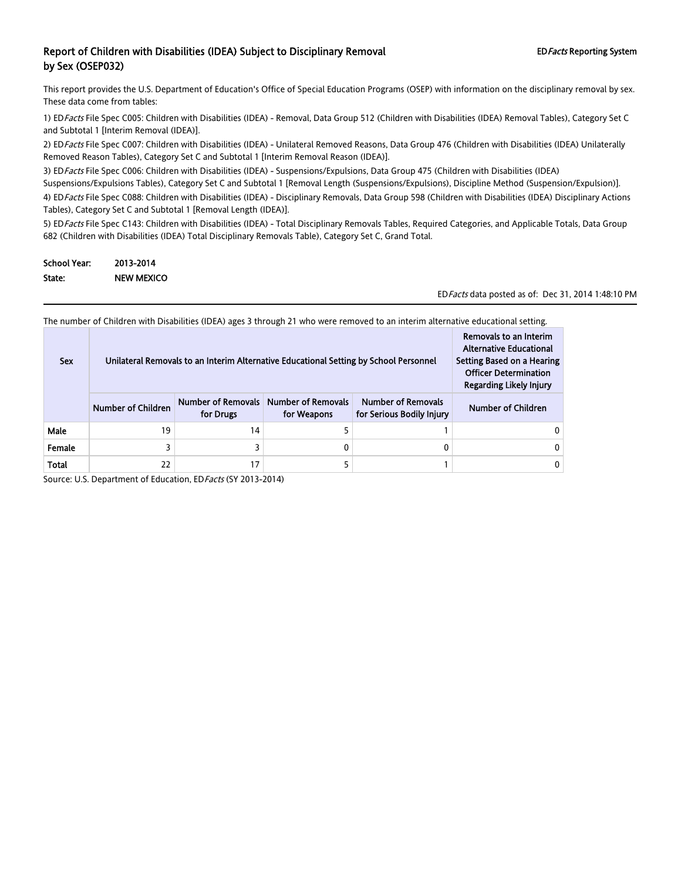## Report of Children with Disabilities (IDEA) Subject to Disciplinary Removal by Sex (OSEP032)

ED*Facts* Reporting System

This report provides the U.S. Department of Education's Office of Special Education Programs (OSEP) with information on the disciplinary removal by sex. These data come from tables:

1) ED*Facts* File Spec C005: Children with Disabilities (IDEA) - Removal, Data Group 512 (Children with Disabilities (IDEA) Removal Tables), Category Set C and Subtotal 1 [Interim Removal (IDEA)].

2) ED*Facts* File Spec C007: Children with Disabilities (IDEA) - Unilateral Removed Reasons, Data Group 476 (Children with Disabilities (IDEA) Unilaterally Removed Reason Tables), Category Set C and Subtotal 1 [Interim Removal Reason (IDEA)].

3) ED*Facts* File Spec C006: Children with Disabilities (IDEA) - Suspensions/Expulsions, Data Group 475 (Children with Disabilities (IDEA) Suspensions/Expulsions Tables), Category Set C and Subtotal 1 [Removal Length (Suspensions/Expulsions), Discipline Method (Suspension/Expulsion)].

4) ED*Facts* File Spec C088: Children with Disabilities (IDEA) - Disciplinary Removals, Data Group 598 (Children with Disabilities (IDEA) Disciplinary Actions Tables), Category Set C and Subtotal 1 [Removal Length (IDEA)].

5) ED*Facts* File Spec C143: Children with Disabilities (IDEA) - Total Disciplinary Removals Tables, Required Categories, and Applicable Totals, Data Group 682 (Children with Disabilities (IDEA) Total Disciplinary Removals Table), Category Set C, Grand Total.

**School Year:** 2013-2014

**State:** NEW MEXICO

ED*Facts* data posted as of: Dec 31, 2014 1:48:10 PM

The number of Children with Disabilities (IDEA) ages 3 through 21 who were removed to an interim alternative educational setting.

| Sex | Unilateral Removals to an Interim Alternative Educational Setting by School Personnel | | | | Removals to an Interim Alternative Educational Setting Based on a Hearing Officer Determination Regarding Likely Injury |
|---|---|---|---|---|---|
| | Number of Children | Number of Removals for Drugs | Number of Removals for Weapons | Number of Removals for Serious Bodily Injury | Number of Children |
| Male | 19 | 14 | 5 | 1 | 0 |
| Female | 3 | 3 | 0 | 0 | 0 |
| Total | 22 | 17 | 5 | 1 | 0 |

Source: U.S. Department of Education, ED*Facts* (SY 2013-2014)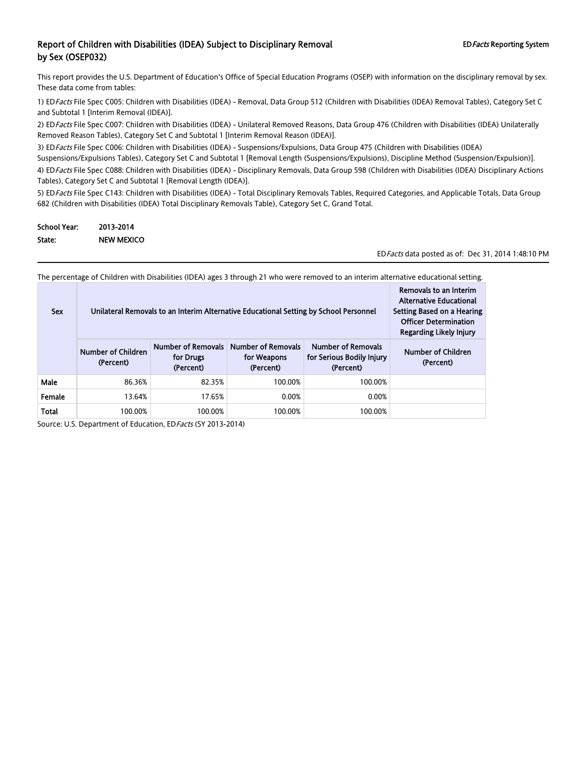## Report of Children with Disabilities (IDEA) Subject to Disciplinary Removal by Sex (OSEP032)

EDFacts Reporting System

This report provides the U.S. Department of Education's Office of Special Education Programs (OSEP) with information on the disciplinary removal by sex. These data come from tables:

1) ED*Facts* File Spec C005: Children with Disabilities (IDEA) - Removal, Data Group 512 (Children with Disabilities (IDEA) Removal Tables), Category Set C and Subtotal 1 [Interim Removal (IDEA)].

2) ED*Facts* File Spec C007: Children with Disabilities (IDEA) - Unilateral Removed Reasons, Data Group 476 (Children with Disabilities (IDEA) Unilaterally Removed Reason Tables), Category Set C and Subtotal 1 [Interim Removal Reason (IDEA)].

3) ED*Facts* File Spec C006: Children with Disabilities (IDEA) - Suspensions/Expulsions, Data Group 475 (Children with Disabilities (IDEA) Suspensions/Expulsions Tables), Category Set C and Subtotal 1 [Removal Length (Suspensions/Expulsions), Discipline Method (Suspension/Expulsion)].

4) ED*Facts* File Spec C088: Children with Disabilities (IDEA) - Disciplinary Removals, Data Group 598 (Children with Disabilities (IDEA) Disciplinary Actions Tables), Category Set C and Subtotal 1 [Removal Length (IDEA)].

5) ED*Facts* File Spec C143: Children with Disabilities (IDEA) - Total Disciplinary Removals Tables, Required Categories, and Applicable Totals, Data Group 682 (Children with Disabilities (IDEA) Total Disciplinary Removals Table), Category Set C, Grand Total.

**School Year:** 2013-2014

**State:** NEW MEXICO

ED*Facts* data posted as of: Dec 31, 2014 1:48:10 PM

The percentage of Children with Disabilities (IDEA) ages 3 through 21 who were removed to an interim alternative educational setting.

| Sex | Unilateral Removals to an Interim Alternative Educational Setting by School Personnel | | | | Removals to an Interim Alternative Educational Setting Based on a Hearing Officer Determination Regarding Likely Injury |
|---|---|---|---|---|---|
| | Number of Children (Percent) | Number of Removals for Drugs (Percent) | Number of Removals for Weapons (Percent) | Number of Removals for Serious Bodily Injury (Percent) | Number of Children (Percent) |
| Male | 86.36% | 82.35% | 100.00% | 100.00% | |
| Female | 13.64% | 17.65% | 0.00% | 0.00% | |
| Total | 100.00% | 100.00% | 100.00% | 100.00% | |

Source: U.S. Department of Education, ED*Facts* (SY 2013-2014)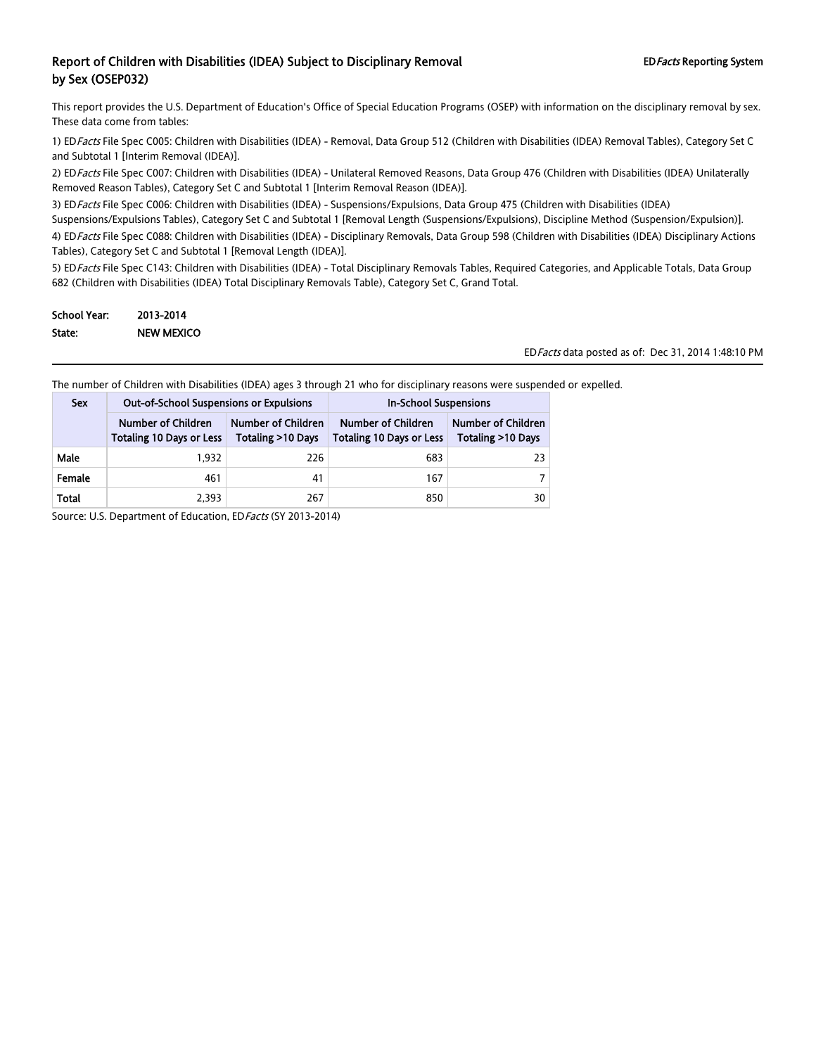# Report of Children with Disabilities (IDEA) Subject to Disciplinary Removal by Sex (OSEP032)

ED*Facts* Reporting System

This report provides the U.S. Department of Education's Office of Special Education Programs (OSEP) with information on the disciplinary removal by sex. These data come from tables:

1) ED*Facts* File Spec C005: Children with Disabilities (IDEA) - Removal, Data Group 512 (Children with Disabilities (IDEA) Removal Tables), Category Set C and Subtotal 1 [Interim Removal (IDEA)].

2) ED*Facts* File Spec C007: Children with Disabilities (IDEA) - Unilateral Removed Reasons, Data Group 476 (Children with Disabilities (IDEA) Unilaterally Removed Reason Tables), Category Set C and Subtotal 1 [Interim Removal Reason (IDEA)].

3) ED*Facts* File Spec C006: Children with Disabilities (IDEA) - Suspensions/Expulsions, Data Group 475 (Children with Disabilities (IDEA) Suspensions/Expulsions Tables), Category Set C and Subtotal 1 [Removal Length (Suspensions/Expulsions), Discipline Method (Suspension/Expulsion)].

4) ED*Facts* File Spec C088: Children with Disabilities (IDEA) - Disciplinary Removals, Data Group 598 (Children with Disabilities (IDEA) Disciplinary Actions Tables), Category Set C and Subtotal 1 [Removal Length (IDEA)].

5) ED*Facts* File Spec C143: Children with Disabilities (IDEA) - Total Disciplinary Removals Tables, Required Categories, and Applicable Totals, Data Group 682 (Children with Disabilities (IDEA) Total Disciplinary Removals Table), Category Set C, Grand Total.

**School Year:** 2013-2014

**State:** NEW MEXICO

ED*Facts* data posted as of: Dec 31, 2014 1:48:10 PM

The number of Children with Disabilities (IDEA) ages 3 through 21 who for disciplinary reasons were suspended or expelled.

| Sex | Out-of-School Suspensions or Expulsions | | In-School Suspensions | |
|---|---|---|---|---|
| | Number of Children Totaling 10 Days or Less | Number of Children Totaling >10 Days | Number of Children Totaling 10 Days or Less | Number of Children Totaling >10 Days |
| Male | 1,932 | 226 | 683 | 23 |
| Female | 461 | 41 | 167 | 7 |
| Total | 2,393 | 267 | 850 | 30 |

Source: U.S. Department of Education, ED*Facts* (SY 2013-2014)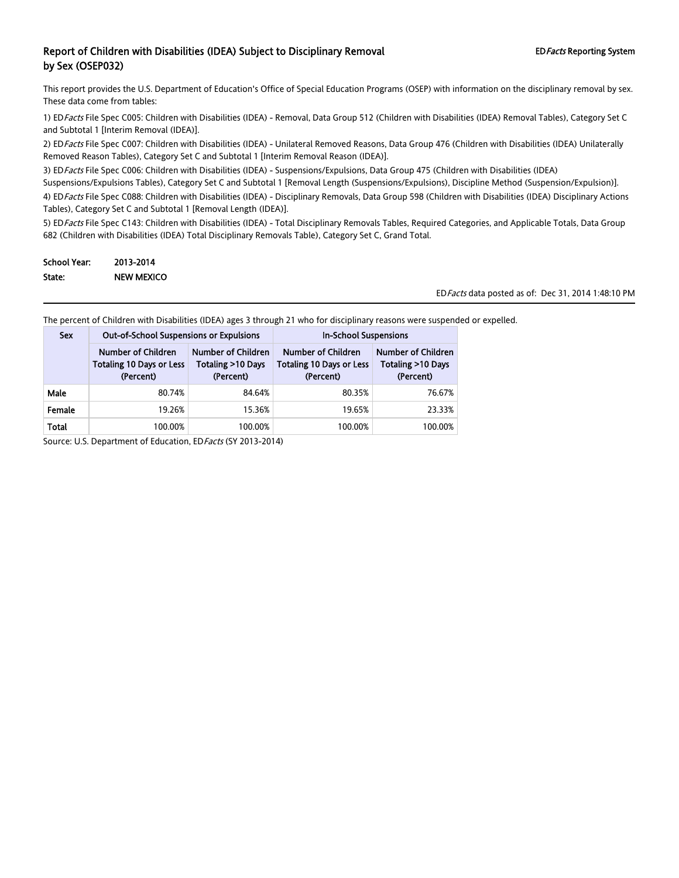## Report of Children with Disabilities (IDEA) Subject to Disciplinary Removal by Sex (OSEP032)

EDFacts Reporting System

This report provides the U.S. Department of Education's Office of Special Education Programs (OSEP) with information on the disciplinary removal by sex. These data come from tables:

1) EDFacts File Spec C005: Children with Disabilities (IDEA) - Removal, Data Group 512 (Children with Disabilities (IDEA) Removal Tables), Category Set C and Subtotal 1 [Interim Removal (IDEA)].

2) EDFacts File Spec C007: Children with Disabilities (IDEA) - Unilateral Removed Reasons, Data Group 476 (Children with Disabilities (IDEA) Unilaterally Removed Reason Tables), Category Set C and Subtotal 1 [Interim Removal Reason (IDEA)].

3) EDFacts File Spec C006: Children with Disabilities (IDEA) - Suspensions/Expulsions, Data Group 475 (Children with Disabilities (IDEA) Suspensions/Expulsions Tables), Category Set C and Subtotal 1 [Removal Length (Suspensions/Expulsions), Discipline Method (Suspension/Expulsion)].

4) EDFacts File Spec C088: Children with Disabilities (IDEA) - Disciplinary Removals, Data Group 598 (Children with Disabilities (IDEA) Disciplinary Actions Tables), Category Set C and Subtotal 1 [Removal Length (IDEA)].

5) EDFacts File Spec C143: Children with Disabilities (IDEA) - Total Disciplinary Removals Tables, Required Categories, and Applicable Totals, Data Group 682 (Children with Disabilities (IDEA) Total Disciplinary Removals Table), Category Set C, Grand Total.

**School Year:** 2013-2014

**State:** NEW MEXICO

EDFacts data posted as of: Dec 31, 2014 1:48:10 PM

The percent of Children with Disabilities (IDEA) ages 3 through 21 who for disciplinary reasons were suspended or expelled.

| Sex | Out-of-School Suspensions or Expulsions | | In-School Suspensions | |
|---|---|---|---|---|
| | Number of Children Totaling 10 Days or Less (Percent) | Number of Children Totaling >10 Days (Percent) | Number of Children Totaling 10 Days or Less (Percent) | Number of Children Totaling >10 Days (Percent) |
| Male | 80.74% | 84.64% | 80.35% | 76.67% |
| Female | 19.26% | 15.36% | 19.65% | 23.33% |
| Total | 100.00% | 100.00% | 100.00% | 100.00% |

Source: U.S. Department of Education, EDFacts (SY 2013-2014)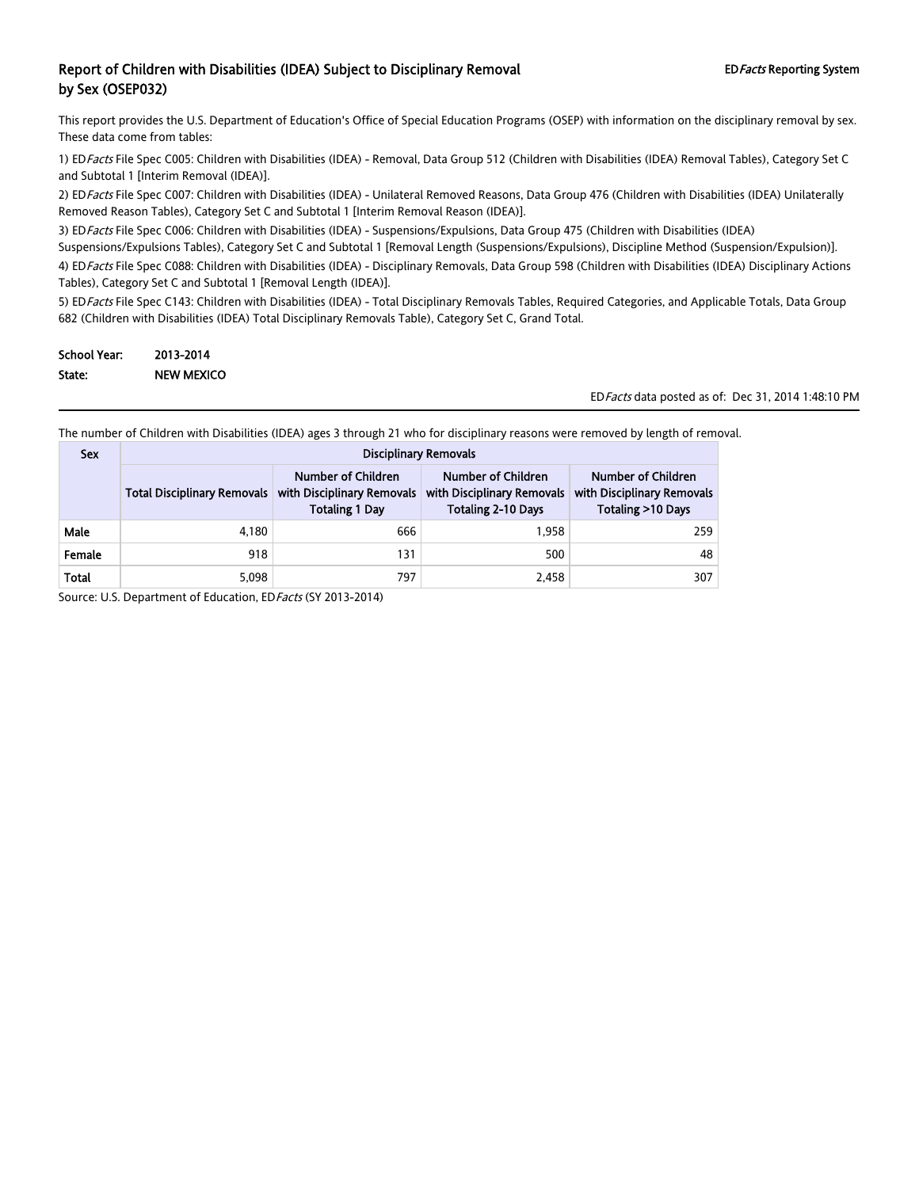# Report of Children with Disabilities (IDEA) Subject to Disciplinary Removal by Sex (OSEP032)

ED*Facts* Reporting System

This report provides the U.S. Department of Education's Office of Special Education Programs (OSEP) with information on the disciplinary removal by sex. These data come from tables:

1) ED*Facts* File Spec C005: Children with Disabilities (IDEA) - Removal, Data Group 512 (Children with Disabilities (IDEA) Removal Tables), Category Set C and Subtotal 1 [Interim Removal (IDEA)].

2) ED*Facts* File Spec C007: Children with Disabilities (IDEA) - Unilateral Removed Reasons, Data Group 476 (Children with Disabilities (IDEA) Unilaterally Removed Reason Tables), Category Set C and Subtotal 1 [Interim Removal Reason (IDEA)].

3) ED*Facts* File Spec C006: Children with Disabilities (IDEA) - Suspensions/Expulsions, Data Group 475 (Children with Disabilities (IDEA) Suspensions/Expulsions Tables), Category Set C and Subtotal 1 [Removal Length (Suspensions/Expulsions), Discipline Method (Suspension/Expulsion)].

4) ED*Facts* File Spec C088: Children with Disabilities (IDEA) - Disciplinary Removals, Data Group 598 (Children with Disabilities (IDEA) Disciplinary Actions Tables), Category Set C and Subtotal 1 [Removal Length (IDEA)].

5) ED*Facts* File Spec C143: Children with Disabilities (IDEA) - Total Disciplinary Removals Tables, Required Categories, and Applicable Totals, Data Group 682 (Children with Disabilities (IDEA) Total Disciplinary Removals Table), Category Set C, Grand Total.

**School Year:** 2013-2014

**State:** NEW MEXICO

ED*Facts* data posted as of: Dec 31, 2014 1:48:10 PM

The number of Children with Disabilities (IDEA) ages 3 through 21 who for disciplinary reasons were removed by length of removal.

| Sex | Disciplinary Removals | | | |
|---|---|---|---|---|
| | Total Disciplinary Removals | Number of Children with Disciplinary Removals Totaling 1 Day | Number of Children with Disciplinary Removals Totaling 2-10 Days | Number of Children with Disciplinary Removals Totaling >10 Days |
| Male | 4,180 | 666 | 1,958 | 259 |
| Female | 918 | 131 | 500 | 48 |
| Total | 5,098 | 797 | 2,458 | 307 |

Source: U.S. Department of Education, ED*Facts* (SY 2013-2014)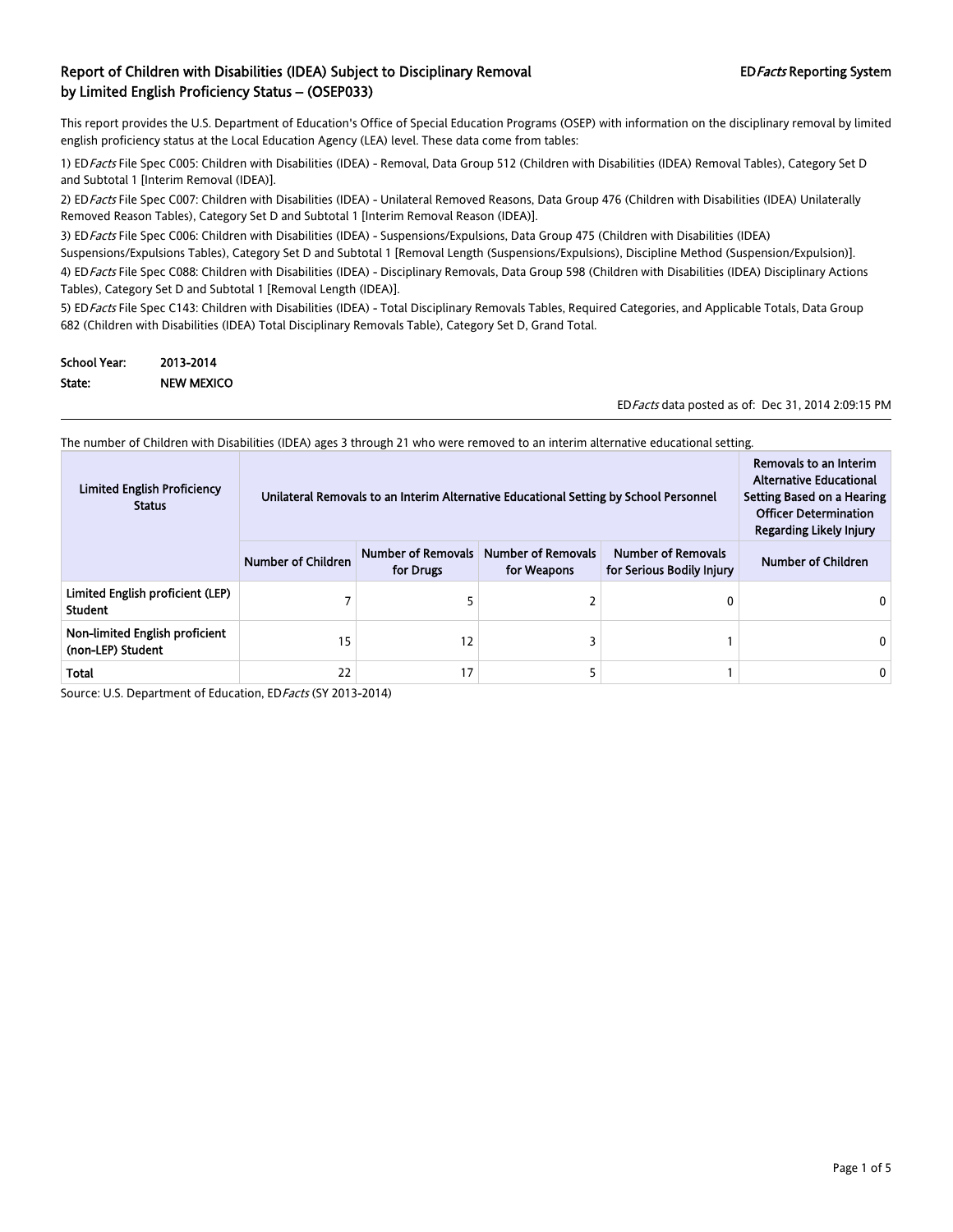## Report of Children with Disabilities (IDEA) Subject to Disciplinary Removal by Limited English Proficiency Status – (OSEP033)

ED*Facts* Reporting System

This report provides the U.S. Department of Education's Office of Special Education Programs (OSEP) with information on the disciplinary removal by limited english proficiency status at the Local Education Agency (LEA) level. These data come from tables:

1) ED*Facts* File Spec C005: Children with Disabilities (IDEA) - Removal, Data Group 512 (Children with Disabilities (IDEA) Removal Tables), Category Set D and Subtotal 1 [Interim Removal (IDEA)].

2) ED*Facts* File Spec C007: Children with Disabilities (IDEA) - Unilateral Removed Reasons, Data Group 476 (Children with Disabilities (IDEA) Unilaterally Removed Reason Tables), Category Set D and Subtotal 1 [Interim Removal Reason (IDEA)].

3) ED*Facts* File Spec C006: Children with Disabilities (IDEA) - Suspensions/Expulsions, Data Group 475 (Children with Disabilities (IDEA) Suspensions/Expulsions Tables), Category Set D and Subtotal 1 [Removal Length (Suspensions/Expulsions), Discipline Method (Suspension/Expulsion)].

4) ED*Facts* File Spec C088: Children with Disabilities (IDEA) - Disciplinary Removals, Data Group 598 (Children with Disabilities (IDEA) Disciplinary Actions Tables), Category Set D and Subtotal 1 [Removal Length (IDEA)].

5) ED*Facts* File Spec C143: Children with Disabilities (IDEA) - Total Disciplinary Removals Tables, Required Categories, and Applicable Totals, Data Group 682 (Children with Disabilities (IDEA) Total Disciplinary Removals Table), Category Set D, Grand Total.

**School Year:** 2013-2014
**State:** NEW MEXICO

ED*Facts* data posted as of: Dec 31, 2014 2:09:15 PM

The number of Children with Disabilities (IDEA) ages 3 through 21 who were removed to an interim alternative educational setting.

| Limited English Proficiency Status | Unilateral Removals to an Interim Alternative Educational Setting by School Personnel | | | | Removals to an Interim Alternative Educational Setting Based on a Hearing Officer Determination Regarding Likely Injury |
|---|---|---|---|---|---|
| | Number of Children | Number of Removals for Drugs | Number of Removals for Weapons | Number of Removals for Serious Bodily Injury | Number of Children |
| Limited English proficient (LEP) Student | 7 | 5 | 2 | 0 | 0 |
| Non-limited English proficient (non-LEP) Student | 15 | 12 | 3 | 1 | 0 |
| Total | 22 | 17 | 5 | 1 | 0 |

Source: U.S. Department of Education, ED*Facts* (SY 2013-2014)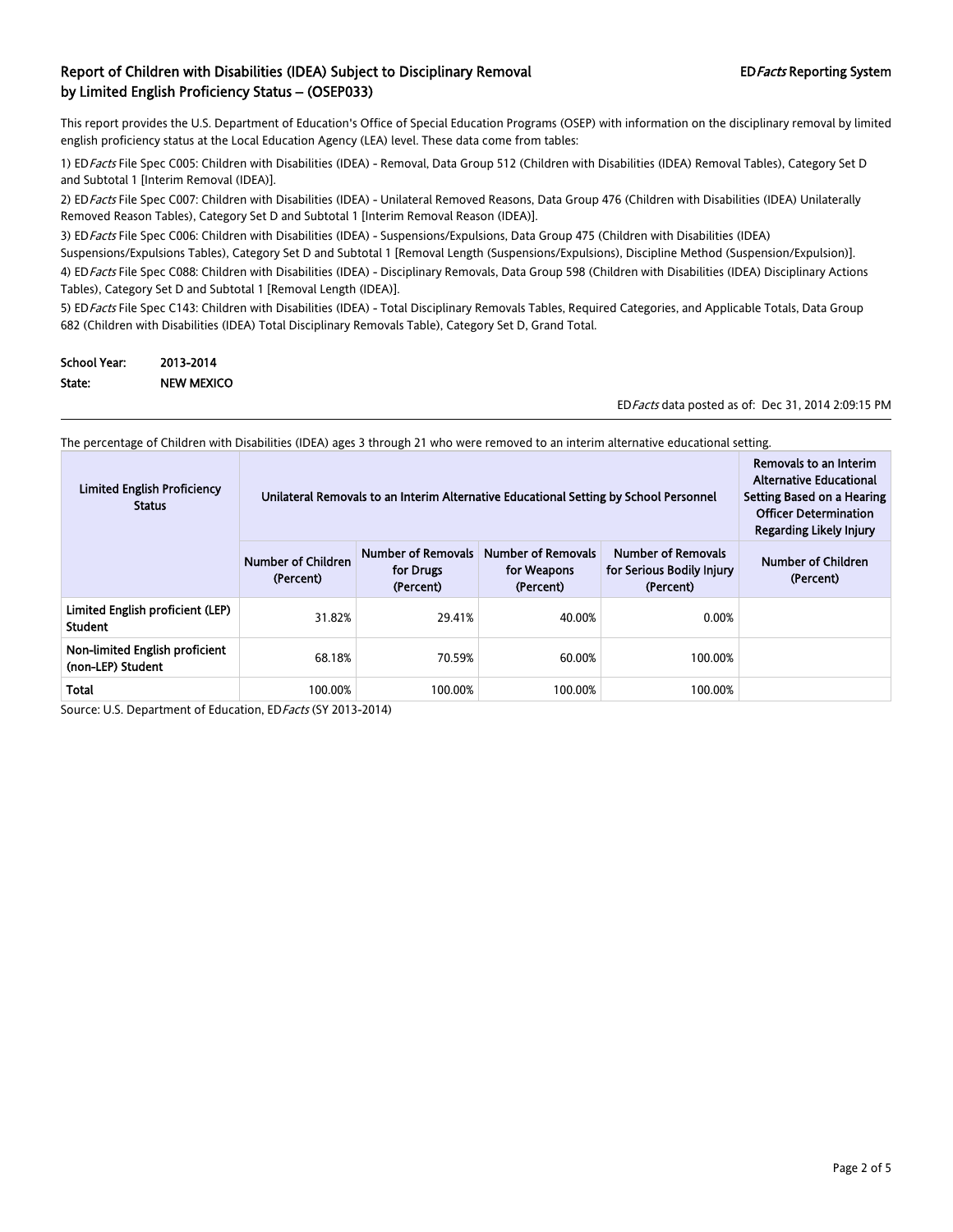## Report of Children with Disabilities (IDEA) Subject to Disciplinary Removal by Limited English Proficiency Status – (OSEP033)

ED*Facts* Reporting System

This report provides the U.S. Department of Education's Office of Special Education Programs (OSEP) with information on the disciplinary removal by limited english proficiency status at the Local Education Agency (LEA) level. These data come from tables:

1) ED*Facts* File Spec C005: Children with Disabilities (IDEA) - Removal, Data Group 512 (Children with Disabilities (IDEA) Removal Tables), Category Set D and Subtotal 1 [Interim Removal (IDEA)].

2) ED*Facts* File Spec C007: Children with Disabilities (IDEA) - Unilateral Removed Reasons, Data Group 476 (Children with Disabilities (IDEA) Unilaterally Removed Reason Tables), Category Set D and Subtotal 1 [Interim Removal Reason (IDEA)].

3) ED*Facts* File Spec C006: Children with Disabilities (IDEA) - Suspensions/Expulsions, Data Group 475 (Children with Disabilities (IDEA) Suspensions/Expulsions Tables), Category Set D and Subtotal 1 [Removal Length (Suspensions/Expulsions), Discipline Method (Suspension/Expulsion)].

4) ED*Facts* File Spec C088: Children with Disabilities (IDEA) - Disciplinary Removals, Data Group 598 (Children with Disabilities (IDEA) Disciplinary Actions Tables), Category Set D and Subtotal 1 [Removal Length (IDEA)].

5) ED*Facts* File Spec C143: Children with Disabilities (IDEA) - Total Disciplinary Removals Tables, Required Categories, and Applicable Totals, Data Group 682 (Children with Disabilities (IDEA) Total Disciplinary Removals Table), Category Set D, Grand Total.

**School Year:** 2013-2014
**State:** NEW MEXICO

ED*Facts* data posted as of: Dec 31, 2014 2:09:15 PM

The percentage of Children with Disabilities (IDEA) ages 3 through 21 who were removed to an interim alternative educational setting.

| Limited English Proficiency Status | Unilateral Removals to an Interim Alternative Educational Setting by School Personnel | | | | Removals to an Interim Alternative Educational Setting Based on a Hearing Officer Determination Regarding Likely Injury |
|---|---|---|---|---|---|
| | Number of Children (Percent) | Number of Removals for Drugs (Percent) | Number of Removals for Weapons (Percent) | Number of Removals for Serious Bodily Injury (Percent) | Number of Children (Percent) |
| Limited English proficient (LEP) Student | 31.82% | 29.41% | 40.00% | 0.00% | |
| Non-limited English proficient (non-LEP) Student | 68.18% | 70.59% | 60.00% | 100.00% | |
| Total | 100.00% | 100.00% | 100.00% | 100.00% | |

Source: U.S. Department of Education, ED*Facts* (SY 2013-2014)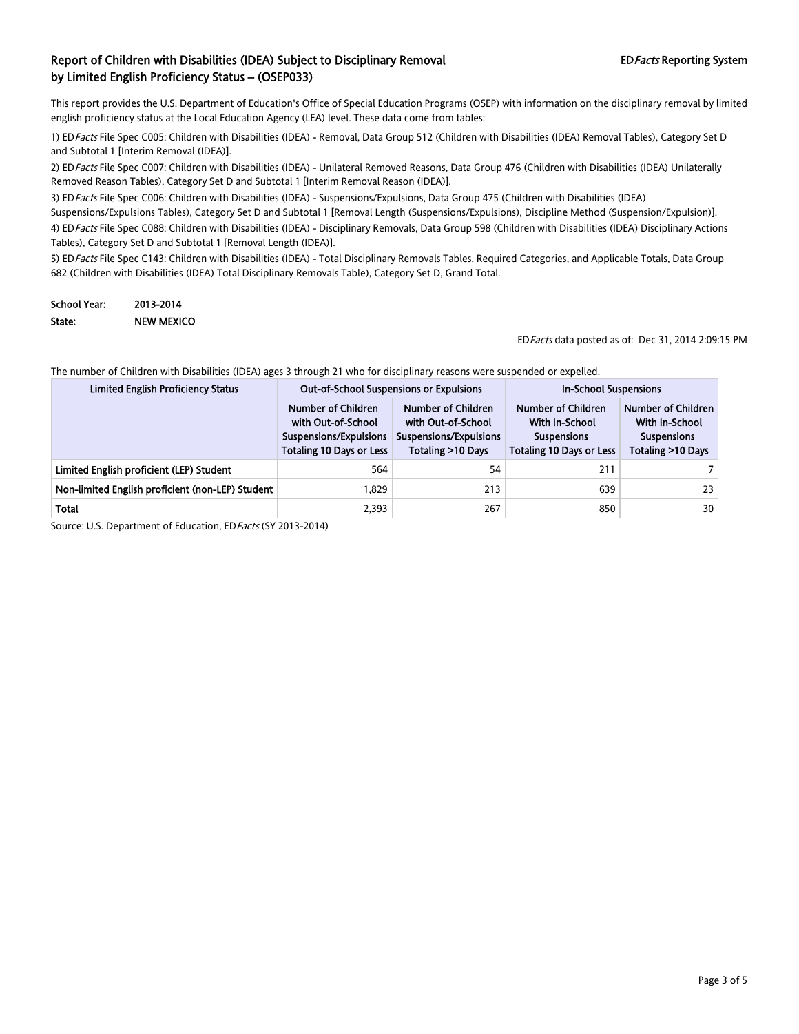## Report of Children with Disabilities (IDEA) Subject to Disciplinary Removal by Limited English Proficiency Status – (OSEP033)

ED*Facts* Reporting System

This report provides the U.S. Department of Education's Office of Special Education Programs (OSEP) with information on the disciplinary removal by limited english proficiency status at the Local Education Agency (LEA) level. These data come from tables:

1) ED*Facts* File Spec C005: Children with Disabilities (IDEA) - Removal, Data Group 512 (Children with Disabilities (IDEA) Removal Tables), Category Set D and Subtotal 1 [Interim Removal (IDEA)].

2) ED*Facts* File Spec C007: Children with Disabilities (IDEA) - Unilateral Removed Reasons, Data Group 476 (Children with Disabilities (IDEA) Unilaterally Removed Reason Tables), Category Set D and Subtotal 1 [Interim Removal Reason (IDEA)].

3) ED*Facts* File Spec C006: Children with Disabilities (IDEA) - Suspensions/Expulsions, Data Group 475 (Children with Disabilities (IDEA) Suspensions/Expulsions Tables), Category Set D and Subtotal 1 [Removal Length (Suspensions/Expulsions), Discipline Method (Suspension/Expulsion)].

4) ED*Facts* File Spec C088: Children with Disabilities (IDEA) - Disciplinary Removals, Data Group 598 (Children with Disabilities (IDEA) Disciplinary Actions Tables), Category Set D and Subtotal 1 [Removal Length (IDEA)].

5) ED*Facts* File Spec C143: Children with Disabilities (IDEA) - Total Disciplinary Removals Tables, Required Categories, and Applicable Totals, Data Group 682 (Children with Disabilities (IDEA) Total Disciplinary Removals Table), Category Set D, Grand Total.

**School Year:** 2013-2014
**State:** NEW MEXICO

ED*Facts* data posted as of: Dec 31, 2014 2:09:15 PM

The number of Children with Disabilities (IDEA) ages 3 through 21 who for disciplinary reasons were suspended or expelled.

| Limited English Proficiency Status | Out-of-School Suspensions or Expulsions | | In-School Suspensions | |
|---|---|---|---|---|
| | Number of Children with Out-of-School Suspensions/Expulsions Totaling 10 Days or Less | Number of Children with Out-of-School Suspensions/Expulsions Totaling >10 Days | Number of Children With In-School Suspensions Totaling 10 Days or Less | Number of Children With In-School Suspensions Totaling >10 Days |
| Limited English proficient (LEP) Student | 564 | 54 | 211 | 7 |
| Non-limited English proficient (non-LEP) Student | 1,829 | 213 | 639 | 23 |
| Total | 2,393 | 267 | 850 | 30 |

Source: U.S. Department of Education, ED*Facts* (SY 2013-2014)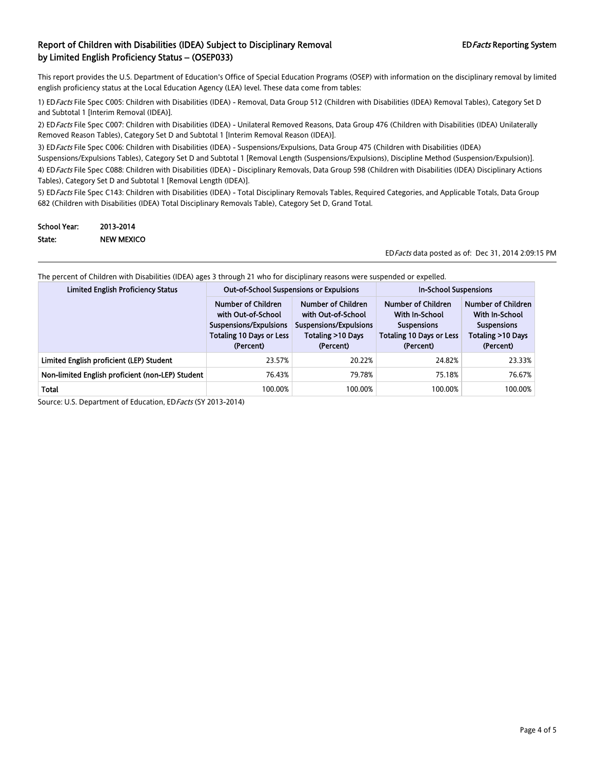## Report of Children with Disabilities (IDEA) Subject to Disciplinary Removal by Limited English Proficiency Status – (OSEP033)

EDFacts Reporting System

This report provides the U.S. Department of Education's Office of Special Education Programs (OSEP) with information on the disciplinary removal by limited english proficiency status at the Local Education Agency (LEA) level. These data come from tables:

1) ED*Facts* File Spec C005: Children with Disabilities (IDEA) - Removal, Data Group 512 (Children with Disabilities (IDEA) Removal Tables), Category Set D and Subtotal 1 [Interim Removal (IDEA)].

2) ED*Facts* File Spec C007: Children with Disabilities (IDEA) - Unilateral Removed Reasons, Data Group 476 (Children with Disabilities (IDEA) Unilaterally Removed Reason Tables), Category Set D and Subtotal 1 [Interim Removal Reason (IDEA)].

3) ED*Facts* File Spec C006: Children with Disabilities (IDEA) - Suspensions/Expulsions, Data Group 475 (Children with Disabilities (IDEA) Suspensions/Expulsions Tables), Category Set D and Subtotal 1 [Removal Length (Suspensions/Expulsions), Discipline Method (Suspension/Expulsion)].

4) ED*Facts* File Spec C088: Children with Disabilities (IDEA) - Disciplinary Removals, Data Group 598 (Children with Disabilities (IDEA) Disciplinary Actions Tables), Category Set D and Subtotal 1 [Removal Length (IDEA)].

5) ED*Facts* File Spec C143: Children with Disabilities (IDEA) - Total Disciplinary Removals Tables, Required Categories, and Applicable Totals, Data Group 682 (Children with Disabilities (IDEA) Total Disciplinary Removals Table), Category Set D, Grand Total.

**School Year:** 2013-2014
**State:** NEW MEXICO

ED*Facts* data posted as of: Dec 31, 2014 2:09:15 PM

The percent of Children with Disabilities (IDEA) ages 3 through 21 who for disciplinary reasons were suspended or expelled.

| Limited English Proficiency Status | Out-of-School Suspensions or Expulsions | | In-School Suspensions | |
|---|---|---|---|---|
| | Number of Children with Out-of-School Suspensions/Expulsions Totaling 10 Days or Less (Percent) | Number of Children with Out-of-School Suspensions/Expulsions Totaling >10 Days (Percent) | Number of Children With In-School Suspensions Totaling 10 Days or Less (Percent) | Number of Children With In-School Suspensions Totaling >10 Days (Percent) |
| Limited English proficient (LEP) Student | 23.57% | 20.22% | 24.82% | 23.33% |
| Non-limited English proficient (non-LEP) Student | 76.43% | 79.78% | 75.18% | 76.67% |
| Total | 100.00% | 100.00% | 100.00% | 100.00% |

Source: U.S. Department of Education, ED*Facts* (SY 2013-2014)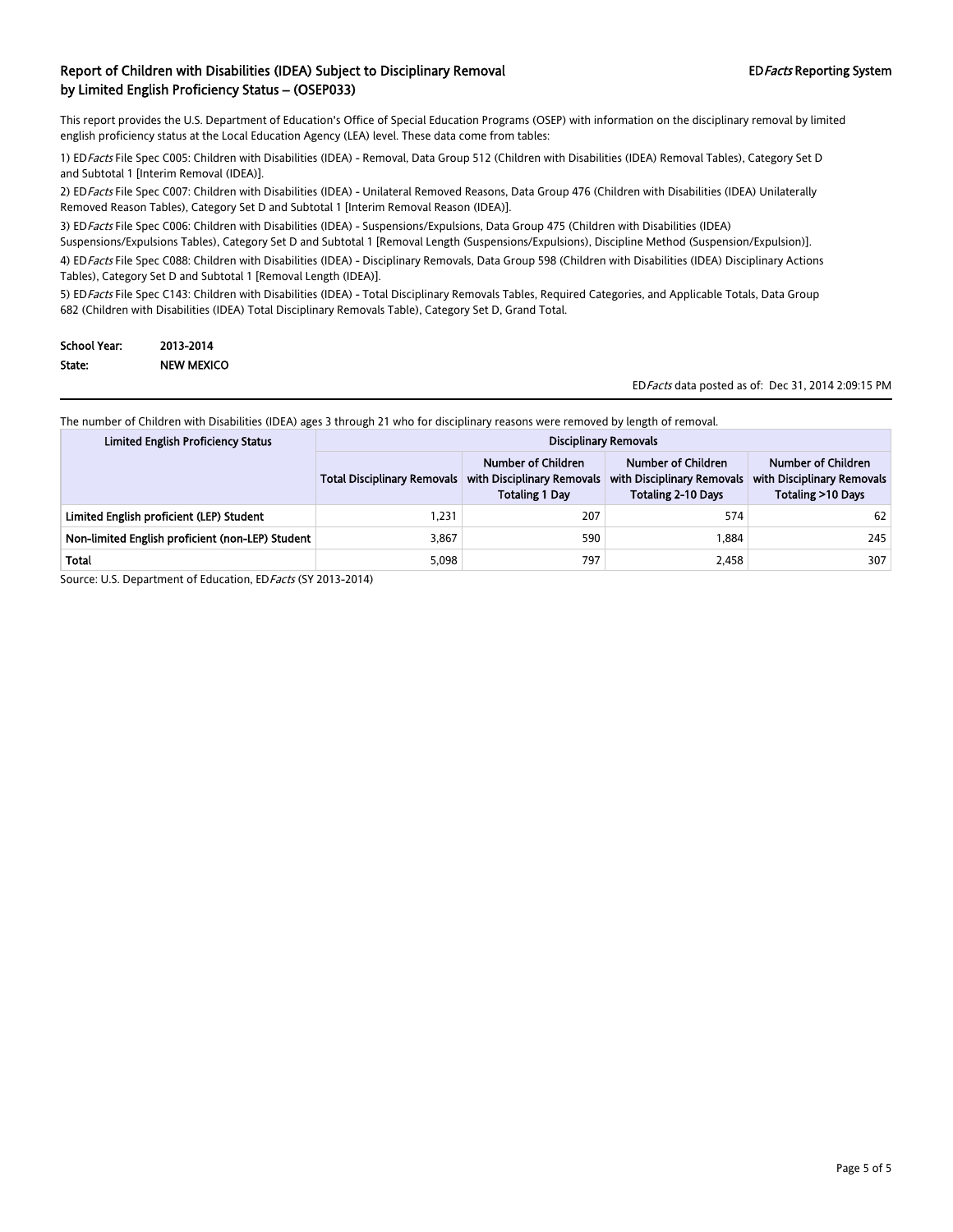# Report of Children with Disabilities (IDEA) Subject to Disciplinary Removal by Limited English Proficiency Status – (OSEP033)

ED*Facts* Reporting System

This report provides the U.S. Department of Education's Office of Special Education Programs (OSEP) with information on the disciplinary removal by limited english proficiency status at the Local Education Agency (LEA) level. These data come from tables:

1) ED*Facts* File Spec C005: Children with Disabilities (IDEA) - Removal, Data Group 512 (Children with Disabilities (IDEA) Removal Tables), Category Set D and Subtotal 1 [Interim Removal (IDEA)].

2) ED*Facts* File Spec C007: Children with Disabilities (IDEA) - Unilateral Removed Reasons, Data Group 476 (Children with Disabilities (IDEA) Unilaterally Removed Reason Tables), Category Set D and Subtotal 1 [Interim Removal Reason (IDEA)].

3) ED*Facts* File Spec C006: Children with Disabilities (IDEA) - Suspensions/Expulsions, Data Group 475 (Children with Disabilities (IDEA) Suspensions/Expulsions Tables), Category Set D and Subtotal 1 [Removal Length (Suspensions/Expulsions), Discipline Method (Suspension/Expulsion)].

4) ED*Facts* File Spec C088: Children with Disabilities (IDEA) - Disciplinary Removals, Data Group 598 (Children with Disabilities (IDEA) Disciplinary Actions Tables), Category Set D and Subtotal 1 [Removal Length (IDEA)].

5) ED*Facts* File Spec C143: Children with Disabilities (IDEA) - Total Disciplinary Removals Tables, Required Categories, and Applicable Totals, Data Group 682 (Children with Disabilities (IDEA) Total Disciplinary Removals Table), Category Set D, Grand Total.

**School Year:** 2013-2014

**State:** NEW MEXICO

ED*Facts* data posted as of: Dec 31, 2014 2:09:15 PM

The number of Children with Disabilities (IDEA) ages 3 through 21 who for disciplinary reasons were removed by length of removal.

| Limited English Proficiency Status | Disciplinary Removals | | | |
|---|---|---|---|---|
| | Total Disciplinary Removals | Number of Children with Disciplinary Removals Totaling 1 Day | Number of Children with Disciplinary Removals Totaling 2-10 Days | Number of Children with Disciplinary Removals Totaling >10 Days |
| Limited English proficient (LEP) Student | 1,231 | 207 | 574 | 62 |
| Non-limited English proficient (non-LEP) Student | 3,867 | 590 | 1,884 | 245 |
| Total | 5,098 | 797 | 2,458 | 307 |

Source: U.S. Department of Education, ED*Facts* (SY 2013-2014)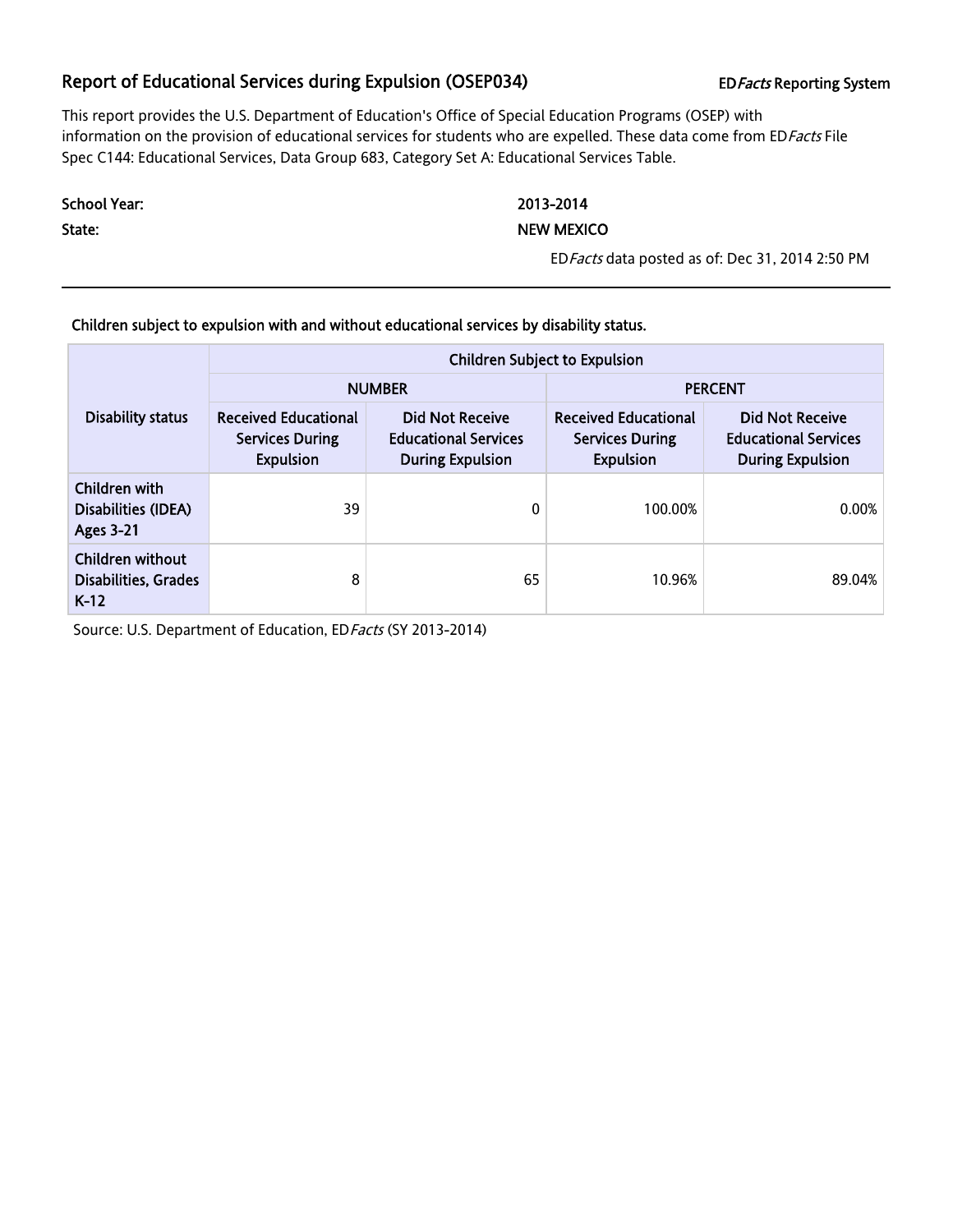# Report of Educational Services during Expulsion (OSEP034)

ED*Facts* Reporting System

This report provides the U.S. Department of Education's Office of Special Education Programs (OSEP) with information on the provision of educational services for students who are expelled. These data come from ED*Facts* File Spec C144: Educational Services, Data Group 683, Category Set A: Educational Services Table.

**School Year:** 2013-2014

**State:** NEW MEXICO

ED*Facts* data posted as of: Dec 31, 2014 2:50 PM

**Children subject to expulsion with and without educational services by disability status.**

| Disability status | Children Subject to Expulsion | | | |
|---|---|---|---|---|
| | NUMBER | | PERCENT | |
| | Received Educational Services During Expulsion | Did Not Receive Educational Services During Expulsion | Received Educational Services During Expulsion | Did Not Receive Educational Services During Expulsion |
| Children with Disabilities (IDEA) Ages 3-21 | 39 | 0 | 100.00% | 0.00% |
| Children without Disabilities, Grades K-12 | 8 | 65 | 10.96% | 89.04% |

Source: U.S. Department of Education, ED*Facts* (SY 2013-2014)